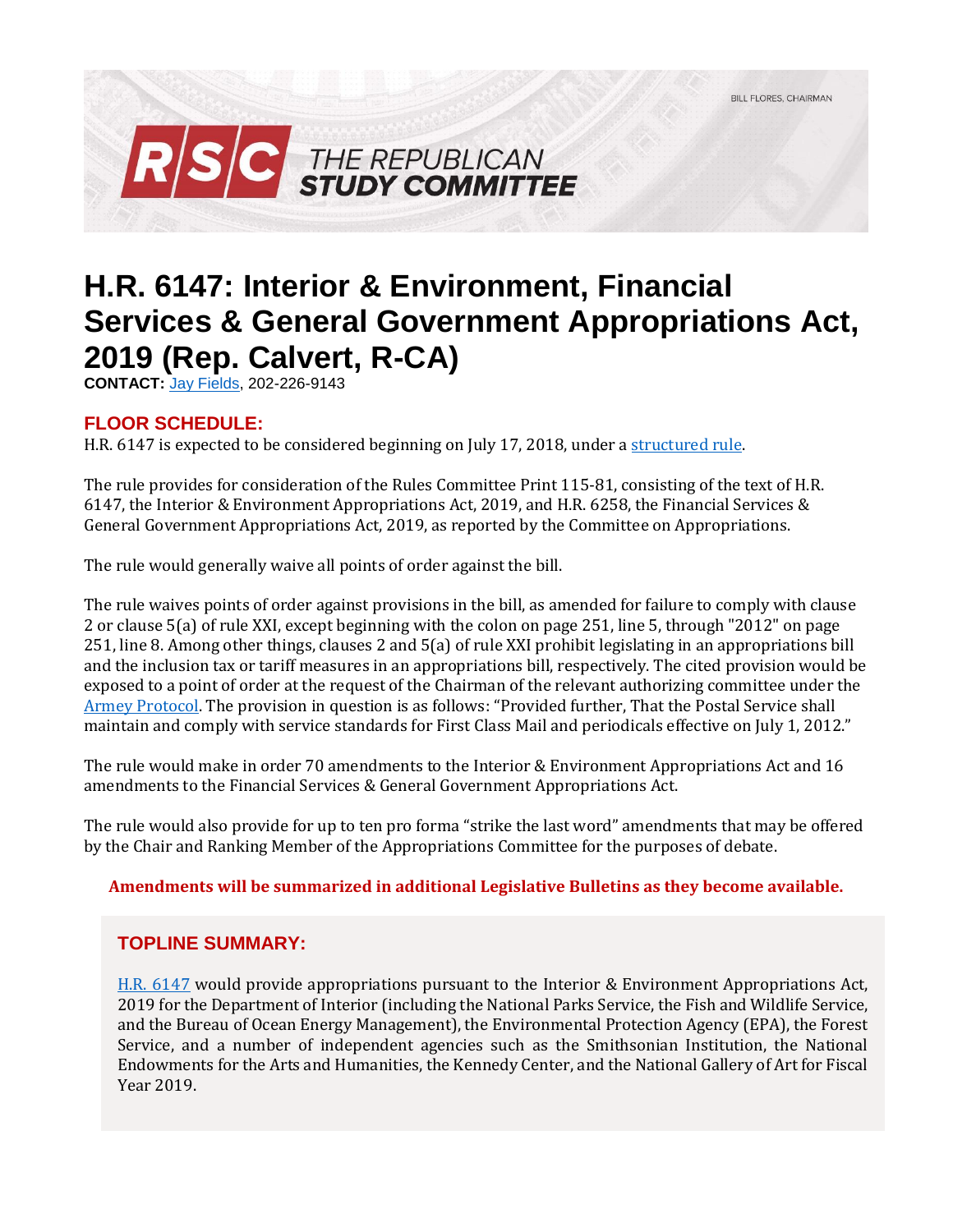BILL FLORES, CHAIRMAN

**RSC THE REPUBLICAN STUDY COMMITTEE**

# H.R. 6147: Interior & Environment, Financial Services & General Government Appropriations Act, 2019 (Rep. Calvert, R-CA)

**CONTACT:** Jay Fields, 202-226-9143

## FLOOR SCHEDULE:

H.R. 6147 is expected to be considered beginning on July 17, 2018, under a structured rule.

The rule provides for consideration of the Rules Committee Print 115-81, consisting of the text of H.R. 6147, the Interior & Environment Appropriations Act, 2019, and H.R. 6258, the Financial Services & General Government Appropriations Act, 2019, as reported by the Committee on Appropriations.

The rule would generally waive all points of order against the bill.

The rule waives points of order against provisions in the bill, as amended for failure to comply with clause 2 or clause 5(a) of rule XXI, except beginning with the colon on page 251, line 5, through "2012" on page 251, line 8. Among other things, clauses 2 and 5(a) of rule XXI prohibit legislating in an appropriations bill and the inclusion tax or tariff measures in an appropriations bill, respectively. The cited provision would be exposed to a point of order at the request of the Chairman of the relevant authorizing committee under the Armey Protocol. The provision in question is as follows: "Provided further, That the Postal Service shall maintain and comply with service standards for First Class Mail and periodicals effective on July 1, 2012."

The rule would make in order 70 amendments to the Interior & Environment Appropriations Act and 16 amendments to the Financial Services & General Government Appropriations Act.

The rule would also provide for up to ten pro forma "strike the last word" amendments that may be offered by the Chair and Ranking Member of the Appropriations Committee for the purposes of debate.

**Amendments will be summarized in additional Legislative Bulletins as they become available.**

## TOPLINE SUMMARY:

H.R. 6147 would provide appropriations pursuant to the Interior & Environment Appropriations Act, 2019 for the Department of Interior (including the National Parks Service, the Fish and Wildlife Service, and the Bureau of Ocean Energy Management), the Environmental Protection Agency (EPA), the Forest Service, and a number of independent agencies such as the Smithsonian Institution, the National Endowments for the Arts and Humanities, the Kennedy Center, and the National Gallery of Art for Fiscal Year 2019.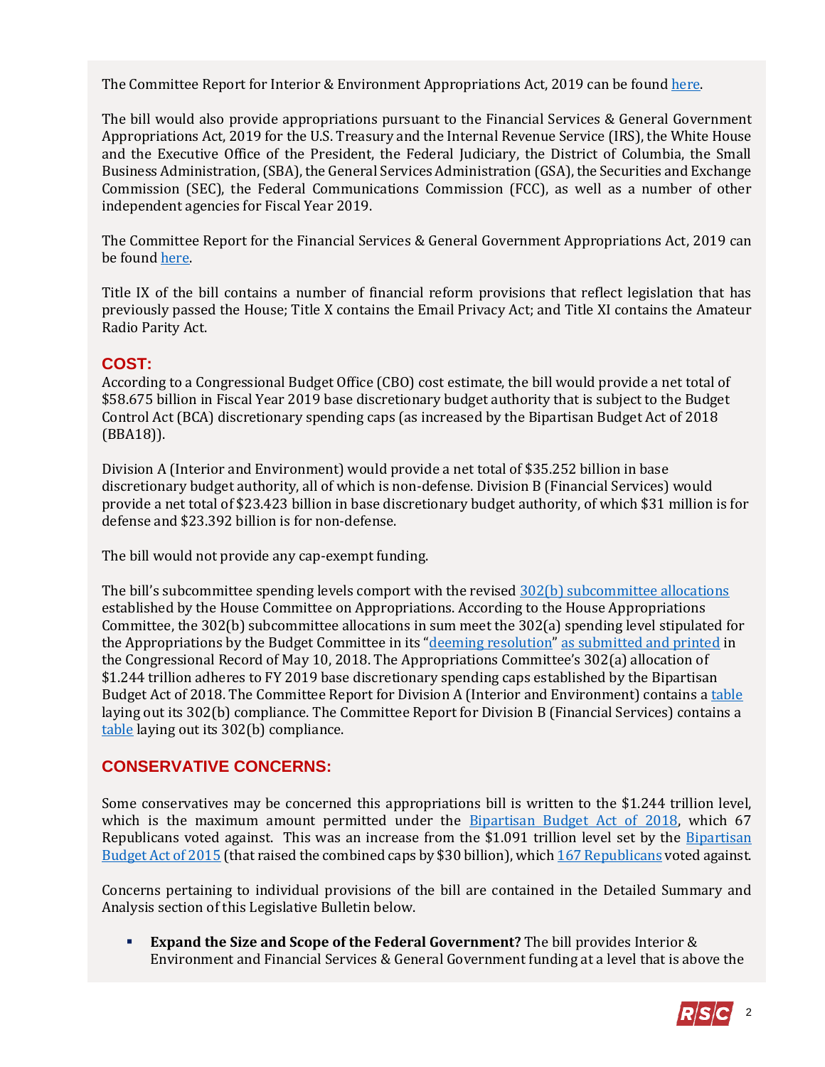The Committee Report for Interior & Environment Appropriations Act, 2019 can be found here.

The bill would also provide appropriations pursuant to the Financial Services & General Government Appropriations Act, 2019 for the U.S. Treasury and the Internal Revenue Service (IRS), the White House and the Executive Office of the President, the Federal Judiciary, the District of Columbia, the Small Business Administration, (SBA), the General Services Administration (GSA), the Securities and Exchange Commission (SEC), the Federal Communications Commission (FCC), as well as a number of other independent agencies for Fiscal Year 2019.

The Committee Report for the Financial Services & General Government Appropriations Act, 2019 can be found here.

Title IX of the bill contains a number of financial reform provisions that reflect legislation that has previously passed the House; Title X contains the Email Privacy Act; and Title XI contains the Amateur Radio Parity Act.

## COST:

According to a Congressional Budget Office (CBO) cost estimate, the bill would provide a net total of $58.675 billion in Fiscal Year 2019 base discretionary budget authority that is subject to the Budget Control Act (BCA) discretionary spending caps (as increased by the Bipartisan Budget Act of 2018 (BBA18)).

Division A (Interior and Environment) would provide a net total of $35.252 billion in base discretionary budget authority, all of which is non-defense. Division B (Financial Services) would provide a net total of $23.423 billion in base discretionary budget authority, of which $31 million is for defense and $23.392 billion is for non-defense.

The bill would not provide any cap-exempt funding.

The bill's subcommittee spending levels comport with the revised 302(b) subcommittee allocations established by the House Committee on Appropriations. According to the House Appropriations Committee, the 302(b) subcommittee allocations in sum meet the 302(a) spending level stipulated for the Appropriations by the Budget Committee in its "deeming resolution" as submitted and printed in the Congressional Record of May 10, 2018. The Appropriations Committee's 302(a) allocation of $1.244 trillion adheres to FY 2019 base discretionary spending caps established by the Bipartisan Budget Act of 2018. The Committee Report for Division A (Interior and Environment) contains a table laying out its 302(b) compliance. The Committee Report for Division B (Financial Services) contains a table laying out its 302(b) compliance.

## CONSERVATIVE CONCERNS:

Some conservatives may be concerned this appropriations bill is written to the $1.244 trillion level, which is the maximum amount permitted under the Bipartisan Budget Act of 2018, which 67 Republicans voted against. This was an increase from the $1.091 trillion level set by the Bipartisan Budget Act of 2015 (that raised the combined caps by $30 billion), which 167 Republicans voted against.

Concerns pertaining to individual provisions of the bill are contained in the Detailed Summary and Analysis section of this Legislative Bulletin below.

- **Expand the Size and Scope of the Federal Government?** The bill provides Interior & Environment and Financial Services & General Government funding at a level that is above the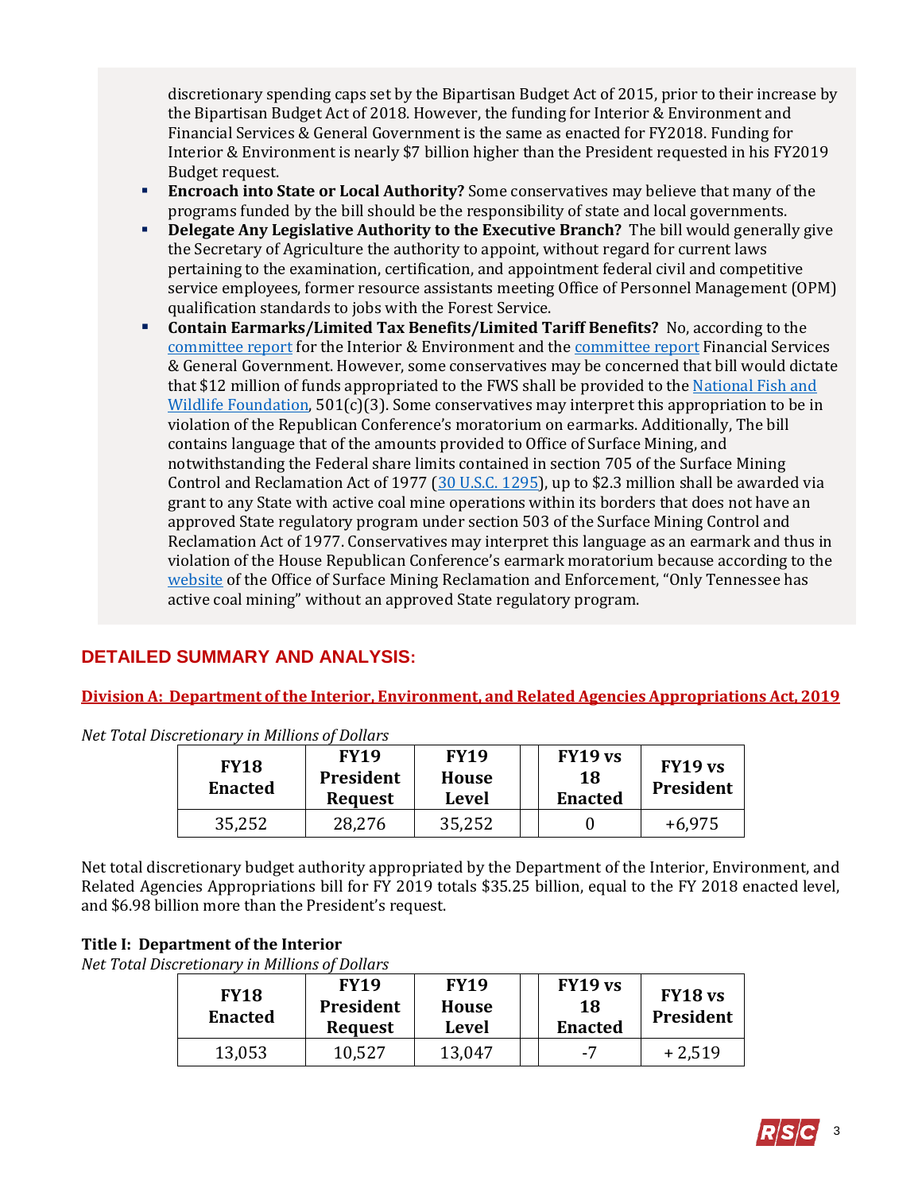discretionary spending caps set by the Bipartisan Budget Act of 2015, prior to their increase by the Bipartisan Budget Act of 2018. However, the funding for Interior & Environment and Financial Services & General Government is the same as enacted for FY2018. Funding for Interior & Environment is nearly $7 billion higher than the President requested in his FY2019 Budget request.

- **Encroach into State or Local Authority?** Some conservatives may believe that many of the programs funded by the bill should be the responsibility of state and local governments.
- **Delegate Any Legislative Authority to the Executive Branch?** The bill would generally give the Secretary of Agriculture the authority to appoint, without regard for current laws pertaining to the examination, certification, and appointment federal civil and competitive service employees, former resource assistants meeting Office of Personnel Management (OPM) qualification standards to jobs with the Forest Service.
- **Contain Earmarks/Limited Tax Benefits/Limited Tariff Benefits?** No, according to the committee report for the Interior & Environment and the committee report Financial Services & General Government. However, some conservatives may be concerned that bill would dictate that $12 million of funds appropriated to the FWS shall be provided to the National Fish and Wildlife Foundation, 501(c)(3). Some conservatives may interpret this appropriation to be in violation of the Republican Conference's moratorium on earmarks. Additionally, The bill contains language that of the amounts provided to Office of Surface Mining, and notwithstanding the Federal share limits contained in section 705 of the Surface Mining Control and Reclamation Act of 1977 (30 U.S.C. 1295), up to $2.3 million shall be awarded via grant to any State with active coal mine operations within its borders that does not have an approved State regulatory program under section 503 of the Surface Mining Control and Reclamation Act of 1977. Conservatives may interpret this language as an earmark and thus in violation of the House Republican Conference's earmark moratorium because according to the website of the Office of Surface Mining Reclamation and Enforcement, "Only Tennessee has active coal mining" without an approved State regulatory program.

## DETAILED SUMMARY AND ANALYSIS:

### Division A: Department of the Interior, Environment, and Related Agencies Appropriations Act, 2019

*Net Total Discretionary in Millions of Dollars*

| FY18 Enacted | FY19 President Request | FY19 House Level | | FY19 vs 18 Enacted | FY19 vs President |
|---|---|---|---|---|---|
| 35,252 | 28,276 | 35,252 | | 0 | +6,975 |

Net total discretionary budget authority appropriated by the Department of the Interior, Environment, and Related Agencies Appropriations bill for FY 2019 totals $35.25 billion, equal to the FY 2018 enacted level, and $6.98 billion more than the President's request.

**Title I: Department of the Interior**

*Net Total Discretionary in Millions of Dollars*

| FY18 Enacted | FY19 President Request | FY19 House Level | | FY19 vs 18 Enacted | FY18 vs President |
|---|---|---|---|---|---|
| 13,053 | 10,527 | 13,047 | | -7 | + 2,519 |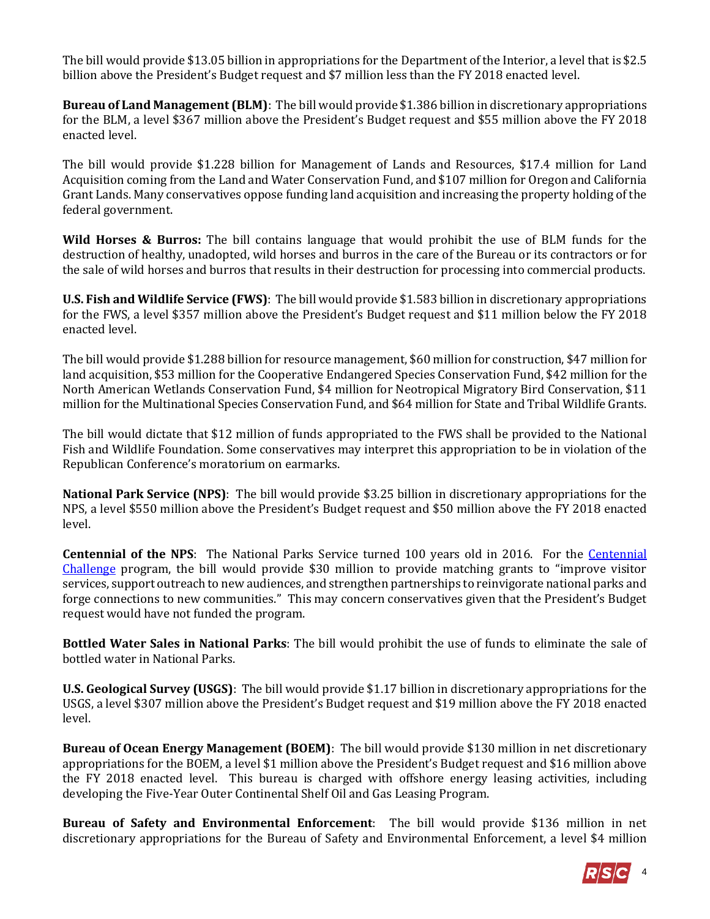The bill would provide $13.05 billion in appropriations for the Department of the Interior, a level that is $2.5 billion above the President's Budget request and $7 million less than the FY 2018 enacted level.

**Bureau of Land Management (BLM)**: The bill would provide $1.386 billion in discretionary appropriations for the BLM, a level $367 million above the President's Budget request and $55 million above the FY 2018 enacted level.

The bill would provide $1.228 billion for Management of Lands and Resources, $17.4 million for Land Acquisition coming from the Land and Water Conservation Fund, and $107 million for Oregon and California Grant Lands. Many conservatives oppose funding land acquisition and increasing the property holding of the federal government.

**Wild Horses & Burros:** The bill contains language that would prohibit the use of BLM funds for the destruction of healthy, unadopted, wild horses and burros in the care of the Bureau or its contractors or for the sale of wild horses and burros that results in their destruction for processing into commercial products.

**U.S. Fish and Wildlife Service (FWS)**: The bill would provide $1.583 billion in discretionary appropriations for the FWS, a level $357 million above the President's Budget request and $11 million below the FY 2018 enacted level.

The bill would provide $1.288 billion for resource management, $60 million for construction, $47 million for land acquisition, $53 million for the Cooperative Endangered Species Conservation Fund, $42 million for the North American Wetlands Conservation Fund, $4 million for Neotropical Migratory Bird Conservation, $11 million for the Multinational Species Conservation Fund, and $64 million for State and Tribal Wildlife Grants.

The bill would dictate that $12 million of funds appropriated to the FWS shall be provided to the National Fish and Wildlife Foundation. Some conservatives may interpret this appropriation to be in violation of the Republican Conference's moratorium on earmarks.

**National Park Service (NPS)**: The bill would provide $3.25 billion in discretionary appropriations for the NPS, a level $550 million above the President's Budget request and $50 million above the FY 2018 enacted level.

**Centennial of the NPS**: The National Parks Service turned 100 years old in 2016. For the Centennial Challenge program, the bill would provide $30 million to provide matching grants to "improve visitor services, support outreach to new audiences, and strengthen partnerships to reinvigorate national parks and forge connections to new communities." This may concern conservatives given that the President's Budget request would have not funded the program.

**Bottled Water Sales in National Parks**: The bill would prohibit the use of funds to eliminate the sale of bottled water in National Parks.

**U.S. Geological Survey (USGS)**: The bill would provide $1.17 billion in discretionary appropriations for the USGS, a level $307 million above the President's Budget request and $19 million above the FY 2018 enacted level.

**Bureau of Ocean Energy Management (BOEM)**: The bill would provide $130 million in net discretionary appropriations for the BOEM, a level $1 million above the President's Budget request and $16 million above the FY 2018 enacted level. This bureau is charged with offshore energy leasing activities, including developing the Five-Year Outer Continental Shelf Oil and Gas Leasing Program.

**Bureau of Safety and Environmental Enforcement**: The bill would provide $136 million in net discretionary appropriations for the Bureau of Safety and Environmental Enforcement, a level $4 million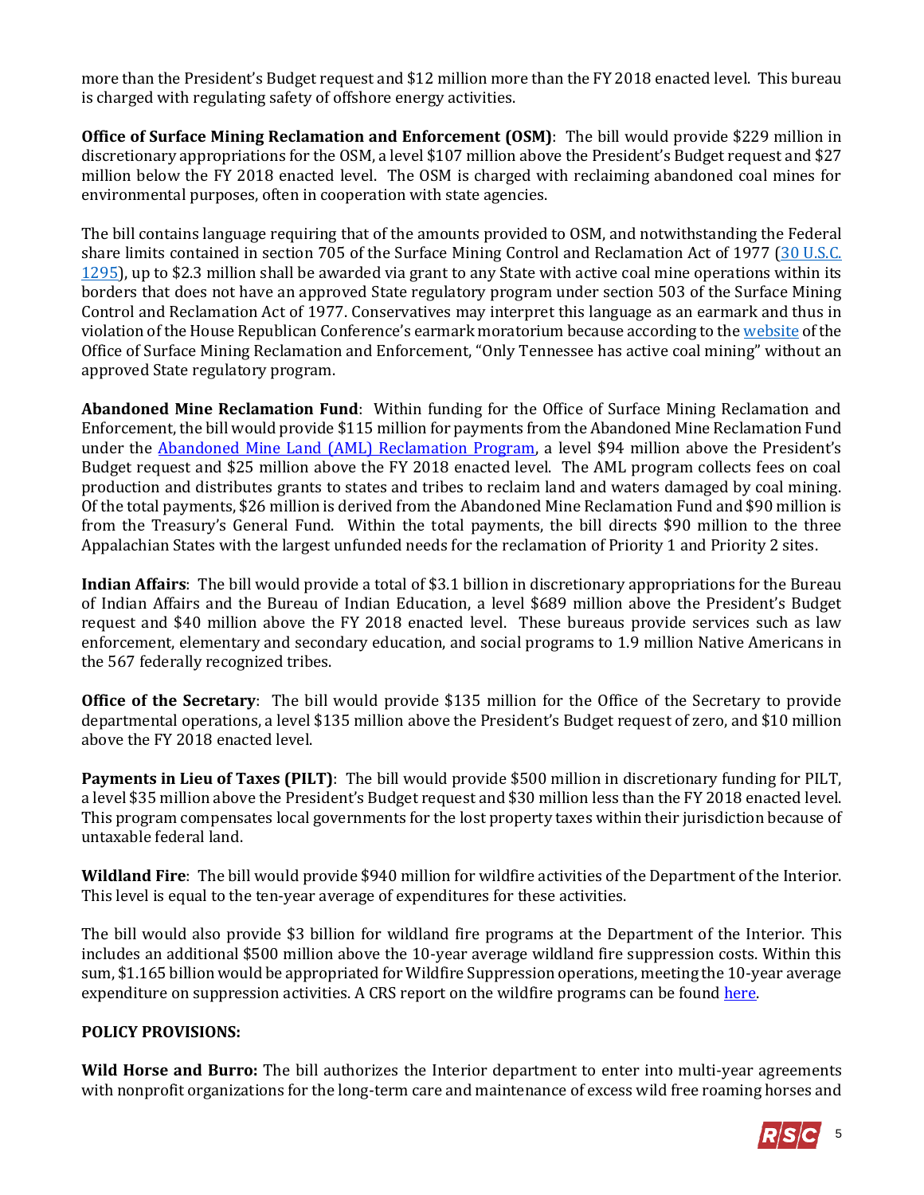more than the President's Budget request and $12 million more than the FY 2018 enacted level. This bureau is charged with regulating safety of offshore energy activities.

**Office of Surface Mining Reclamation and Enforcement (OSM)**: The bill would provide $229 million in discretionary appropriations for the OSM, a level $107 million above the President's Budget request and $27 million below the FY 2018 enacted level. The OSM is charged with reclaiming abandoned coal mines for environmental purposes, often in cooperation with state agencies.

The bill contains language requiring that of the amounts provided to OSM, and notwithstanding the Federal share limits contained in section 705 of the Surface Mining Control and Reclamation Act of 1977 ([30 U.S.C. 1295](30 U.S.C. 1295)), up to $2.3 million shall be awarded via grant to any State with active coal mine operations within its borders that does not have an approved State regulatory program under section 503 of the Surface Mining Control and Reclamation Act of 1977. Conservatives may interpret this language as an earmark and thus in violation of the House Republican Conference's earmark moratorium because according to the [website](website) of the Office of Surface Mining Reclamation and Enforcement, "Only Tennessee has active coal mining" without an approved State regulatory program.

**Abandoned Mine Reclamation Fund**: Within funding for the Office of Surface Mining Reclamation and Enforcement, the bill would provide $115 million for payments from the Abandoned Mine Reclamation Fund under the [Abandoned Mine Land (AML) Reclamation Program](Abandoned Mine Land (AML) Reclamation Program), a level $94 million above the President's Budget request and $25 million above the FY 2018 enacted level. The AML program collects fees on coal production and distributes grants to states and tribes to reclaim land and waters damaged by coal mining. Of the total payments, $26 million is derived from the Abandoned Mine Reclamation Fund and $90 million is from the Treasury's General Fund. Within the total payments, the bill directs $90 million to the three Appalachian States with the largest unfunded needs for the reclamation of Priority 1 and Priority 2 sites.

**Indian Affairs**: The bill would provide a total of $3.1 billion in discretionary appropriations for the Bureau of Indian Affairs and the Bureau of Indian Education, a level $689 million above the President's Budget request and $40 million above the FY 2018 enacted level. These bureaus provide services such as law enforcement, elementary and secondary education, and social programs to 1.9 million Native Americans in the 567 federally recognized tribes.

**Office of the Secretary**: The bill would provide $135 million for the Office of the Secretary to provide departmental operations, a level $135 million above the President's Budget request of zero, and $10 million above the FY 2018 enacted level.

**Payments in Lieu of Taxes (PILT)**: The bill would provide $500 million in discretionary funding for PILT, a level $35 million above the President's Budget request and $30 million less than the FY 2018 enacted level. This program compensates local governments for the lost property taxes within their jurisdiction because of untaxable federal land.

**Wildland Fire**: The bill would provide $940 million for wildfire activities of the Department of the Interior. This level is equal to the ten-year average of expenditures for these activities.

The bill would also provide $3 billion for wildland fire programs at the Department of the Interior. This includes an additional $500 million above the 10-year average wildland fire suppression costs. Within this sum, $1.165 billion would be appropriated for Wildfire Suppression operations, meeting the 10-year average expenditure on suppression activities. A CRS report on the wildfire programs can be found [here](here).

**POLICY PROVISIONS:**

**Wild Horse and Burro:** The bill authorizes the Interior department to enter into multi-year agreements with nonprofit organizations for the long-term care and maintenance of excess wild free roaming horses and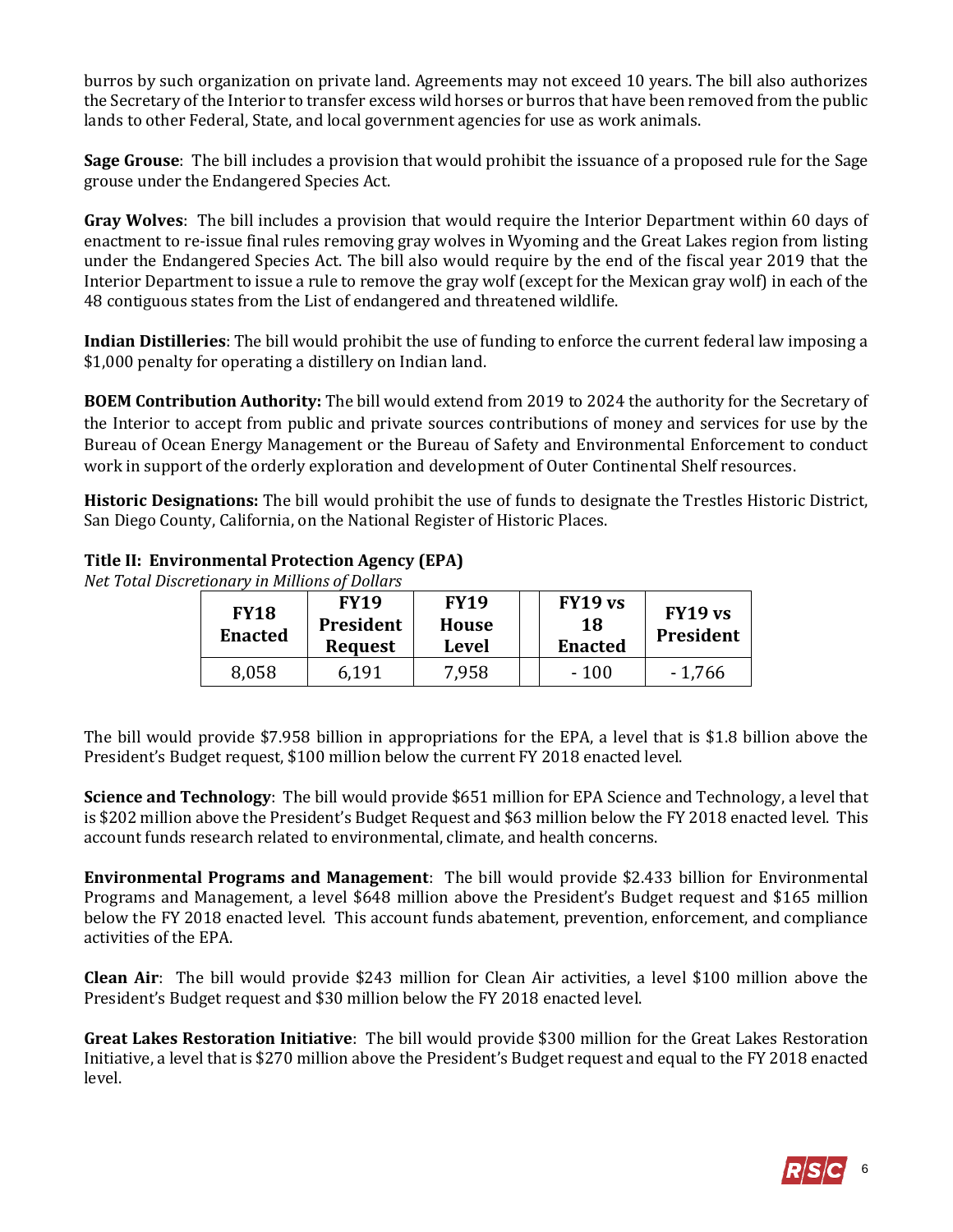burros by such organization on private land. Agreements may not exceed 10 years. The bill also authorizes the Secretary of the Interior to transfer excess wild horses or burros that have been removed from the public lands to other Federal, State, and local government agencies for use as work animals.

**Sage Grouse**: The bill includes a provision that would prohibit the issuance of a proposed rule for the Sage grouse under the Endangered Species Act.

**Gray Wolves**: The bill includes a provision that would require the Interior Department within 60 days of enactment to re-issue final rules removing gray wolves in Wyoming and the Great Lakes region from listing under the Endangered Species Act. The bill also would require by the end of the fiscal year 2019 that the Interior Department to issue a rule to remove the gray wolf (except for the Mexican gray wolf) in each of the 48 contiguous states from the List of endangered and threatened wildlife.

**Indian Distilleries**: The bill would prohibit the use of funding to enforce the current federal law imposing a $1,000 penalty for operating a distillery on Indian land.

**BOEM Contribution Authority:** The bill would extend from 2019 to 2024 the authority for the Secretary of the Interior to accept from public and private sources contributions of money and services for use by the Bureau of Ocean Energy Management or the Bureau of Safety and Environmental Enforcement to conduct work in support of the orderly exploration and development of Outer Continental Shelf resources.

**Historic Designations:** The bill would prohibit the use of funds to designate the Trestles Historic District, San Diego County, California, on the National Register of Historic Places.

**Title II: Environmental Protection Agency (EPA)**

*Net Total Discretionary in Millions of Dollars*

| FY18 Enacted | FY19 President Request | FY19 House Level | | FY19 vs 18 Enacted | FY19 vs President |
|---|---|---|---|---|---|
| 8,058 | 6,191 | 7,958 | | - 100 | - 1,766 |

The bill would provide $7.958 billion in appropriations for the EPA, a level that is $1.8 billion above the President's Budget request, $100 million below the current FY 2018 enacted level.

**Science and Technology**: The bill would provide $651 million for EPA Science and Technology, a level that is $202 million above the President's Budget Request and $63 million below the FY 2018 enacted level. This account funds research related to environmental, climate, and health concerns.

**Environmental Programs and Management**: The bill would provide $2.433 billion for Environmental Programs and Management, a level $648 million above the President's Budget request and $165 million below the FY 2018 enacted level. This account funds abatement, prevention, enforcement, and compliance activities of the EPA.

**Clean Air**: The bill would provide $243 million for Clean Air activities, a level $100 million above the President's Budget request and $30 million below the FY 2018 enacted level.

**Great Lakes Restoration Initiative**: The bill would provide $300 million for the Great Lakes Restoration Initiative, a level that is $270 million above the President's Budget request and equal to the FY 2018 enacted level.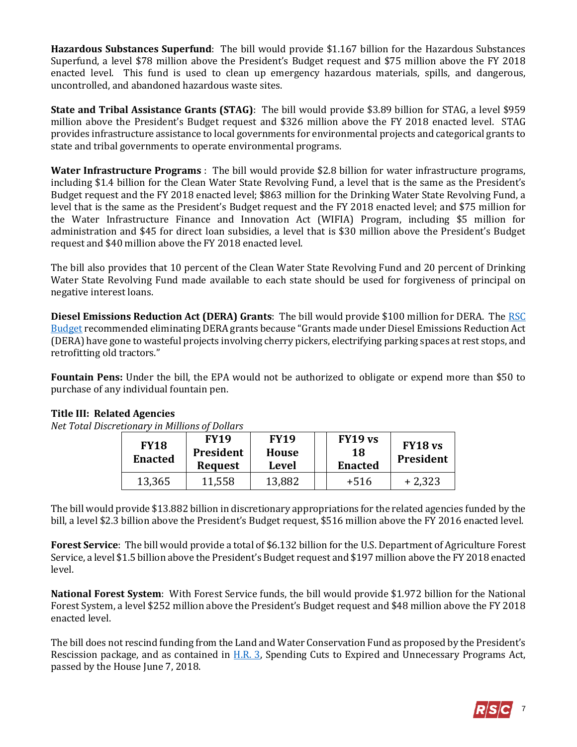**Hazardous Substances Superfund**: The bill would provide $1.167 billion for the Hazardous Substances Superfund, a level $78 million above the President's Budget request and $75 million above the FY 2018 enacted level. This fund is used to clean up emergency hazardous materials, spills, and dangerous, uncontrolled, and abandoned hazardous waste sites.

**State and Tribal Assistance Grants (STAG)**: The bill would provide $3.89 billion for STAG, a level $959 million above the President's Budget request and $326 million above the FY 2018 enacted level. STAG provides infrastructure assistance to local governments for environmental projects and categorical grants to state and tribal governments to operate environmental programs.

**Water Infrastructure Programs** : The bill would provide $2.8 billion for water infrastructure programs, including $1.4 billion for the Clean Water State Revolving Fund, a level that is the same as the President's Budget request and the FY 2018 enacted level; $863 million for the Drinking Water State Revolving Fund, a level that is the same as the President's Budget request and the FY 2018 enacted level; and $75 million for the Water Infrastructure Finance and Innovation Act (WIFIA) Program, including $5 million for administration and $45 for direct loan subsidies, a level that is $30 million above the President's Budget request and $40 million above the FY 2018 enacted level.

The bill also provides that 10 percent of the Clean Water State Revolving Fund and 20 percent of Drinking Water State Revolving Fund made available to each state should be used for forgiveness of principal on negative interest loans.

**Diesel Emissions Reduction Act (DERA) Grants**: The bill would provide $100 million for DERA. The RSC Budget recommended eliminating DERA grants because "Grants made under Diesel Emissions Reduction Act (DERA) have gone to wasteful projects involving cherry pickers, electrifying parking spaces at rest stops, and retrofitting old tractors."

**Fountain Pens:** Under the bill, the EPA would not be authorized to obligate or expend more than $50 to purchase of any individual fountain pen.

**Title III: Related Agencies**

*Net Total Discretionary in Millions of Dollars*

| FY18 Enacted | FY19 President Request | FY19 House Level | | FY19 vs 18 Enacted | FY18 vs President |
|---|---|---|---|---|---|
| 13,365 | 11,558 | 13,882 | | +516 | + 2,323 |

The bill would provide $13.882 billion in discretionary appropriations for the related agencies funded by the bill, a level $2.3 billion above the President's Budget request, $516 million above the FY 2016 enacted level.

**Forest Service**: The bill would provide a total of $6.132 billion for the U.S. Department of Agriculture Forest Service, a level $1.5 billion above the President's Budget request and $197 million above the FY 2018 enacted level.

**National Forest System**: With Forest Service funds, the bill would provide $1.972 billion for the National Forest System, a level $252 million above the President's Budget request and $48 million above the FY 2018 enacted level.

The bill does not rescind funding from the Land and Water Conservation Fund as proposed by the President's Rescission package, and as contained in H.R. 3, Spending Cuts to Expired and Unnecessary Programs Act, passed by the House June 7, 2018.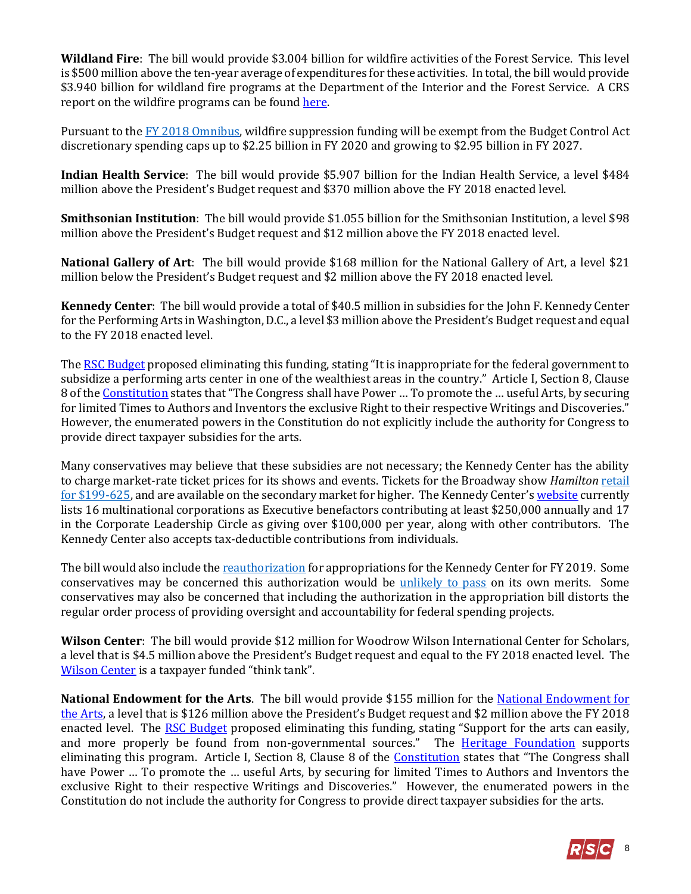**Wildland Fire**: The bill would provide $3.004 billion for wildfire activities of the Forest Service. This level is $500 million above the ten-year average of expenditures for these activities. In total, the bill would provide $3.940 billion for wildland fire programs at the Department of the Interior and the Forest Service. A CRS report on the wildfire programs can be found here.

Pursuant to the FY 2018 Omnibus, wildfire suppression funding will be exempt from the Budget Control Act discretionary spending caps up to $2.25 billion in FY 2020 and growing to $2.95 billion in FY 2027.

**Indian Health Service**: The bill would provide $5.907 billion for the Indian Health Service, a level $484 million above the President's Budget request and $370 million above the FY 2018 enacted level.

**Smithsonian Institution**: The bill would provide $1.055 billion for the Smithsonian Institution, a level $98 million above the President's Budget request and $12 million above the FY 2018 enacted level.

**National Gallery of Art**: The bill would provide $168 million for the National Gallery of Art, a level $21 million below the President's Budget request and $2 million above the FY 2018 enacted level.

**Kennedy Center**: The bill would provide a total of $40.5 million in subsidies for the John F. Kennedy Center for the Performing Arts in Washington, D.C., a level $3 million above the President's Budget request and equal to the FY 2018 enacted level.

The RSC Budget proposed eliminating this funding, stating "It is inappropriate for the federal government to subsidize a performing arts center in one of the wealthiest areas in the country." Article I, Section 8, Clause 8 of the Constitution states that "The Congress shall have Power … To promote the … useful Arts, by securing for limited Times to Authors and Inventors the exclusive Right to their respective Writings and Discoveries." However, the enumerated powers in the Constitution do not explicitly include the authority for Congress to provide direct taxpayer subsidies for the arts.

Many conservatives may believe that these subsidies are not necessary; the Kennedy Center has the ability to charge market-rate ticket prices for its shows and events. Tickets for the Broadway show *Hamilton* retail for $199-625, and are available on the secondary market for higher. The Kennedy Center's website currently lists 16 multinational corporations as Executive benefactors contributing at least $250,000 annually and 17 in the Corporate Leadership Circle as giving over $100,000 per year, along with other contributors. The Kennedy Center also accepts tax-deductible contributions from individuals.

The bill would also include the reauthorization for appropriations for the Kennedy Center for FY 2019. Some conservatives may be concerned this authorization would be unlikely to pass on its own merits. Some conservatives may also be concerned that including the authorization in the appropriation bill distorts the regular order process of providing oversight and accountability for federal spending projects.

**Wilson Center**: The bill would provide $12 million for Woodrow Wilson International Center for Scholars, a level that is $4.5 million above the President's Budget request and equal to the FY 2018 enacted level. The Wilson Center is a taxpayer funded "think tank".

**National Endowment for the Arts**. The bill would provide $155 million for the National Endowment for the Arts, a level that is $126 million above the President's Budget request and $2 million above the FY 2018 enacted level. The RSC Budget proposed eliminating this funding, stating "Support for the arts can easily, and more properly be found from non-governmental sources." The Heritage Foundation supports eliminating this program. Article I, Section 8, Clause 8 of the Constitution states that "The Congress shall have Power … To promote the … useful Arts, by securing for limited Times to Authors and Inventors the exclusive Right to their respective Writings and Discoveries." However, the enumerated powers in the Constitution do not include the authority for Congress to provide direct taxpayer subsidies for the arts.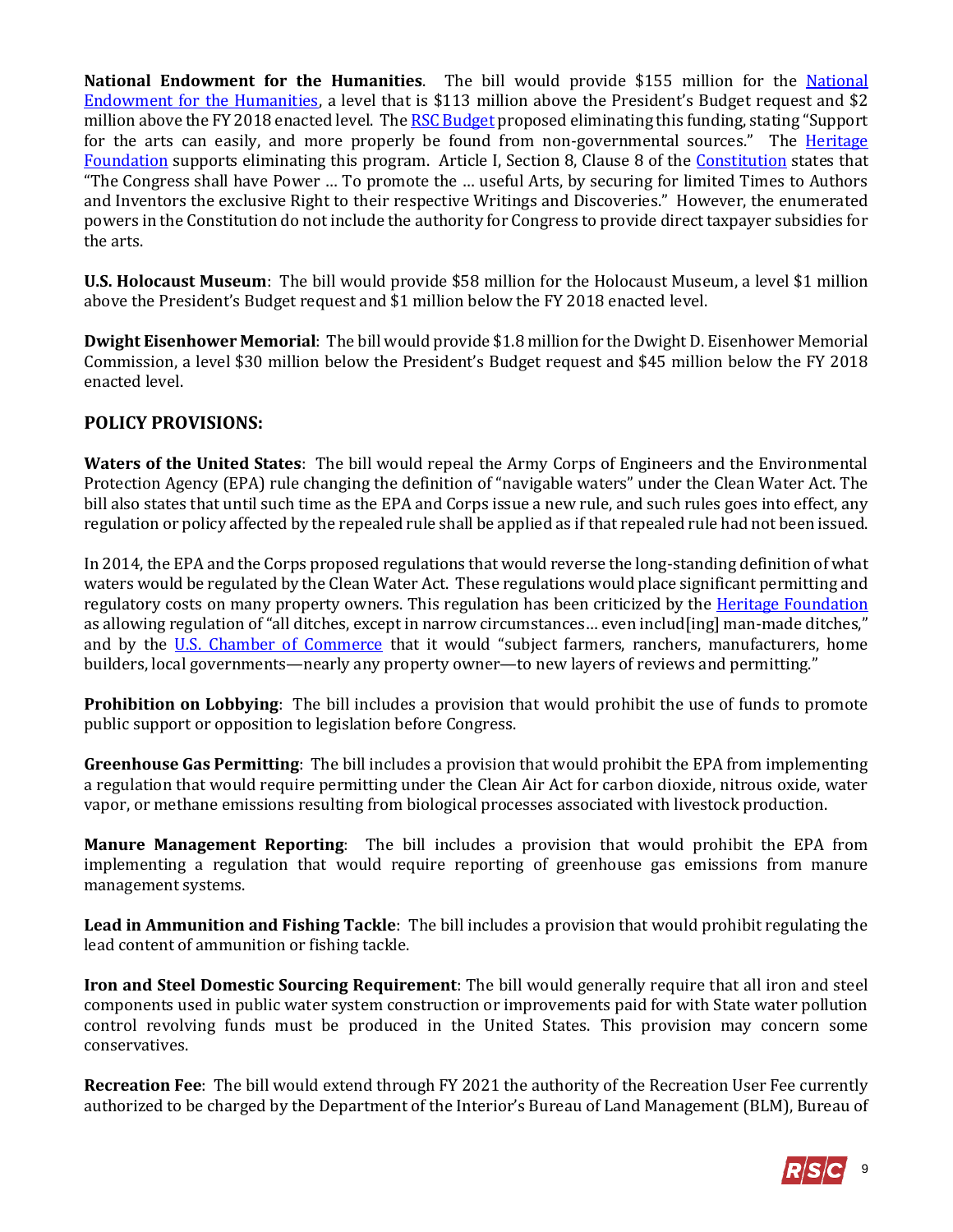**National Endowment for the Humanities**. The bill would provide $155 million for the National Endowment for the Humanities, a level that is $113 million above the President's Budget request and $2 million above the FY 2018 enacted level. The RSC Budget proposed eliminating this funding, stating "Support for the arts can easily, and more properly be found from non-governmental sources." The Heritage Foundation supports eliminating this program. Article I, Section 8, Clause 8 of the Constitution states that "The Congress shall have Power … To promote the … useful Arts, by securing for limited Times to Authors and Inventors the exclusive Right to their respective Writings and Discoveries." However, the enumerated powers in the Constitution do not include the authority for Congress to provide direct taxpayer subsidies for the arts.

**U.S. Holocaust Museum**: The bill would provide $58 million for the Holocaust Museum, a level $1 million above the President's Budget request and $1 million below the FY 2018 enacted level.

**Dwight Eisenhower Memorial**: The bill would provide $1.8 million for the Dwight D. Eisenhower Memorial Commission, a level $30 million below the President's Budget request and $45 million below the FY 2018 enacted level.

## POLICY PROVISIONS:

**Waters of the United States**: The bill would repeal the Army Corps of Engineers and the Environmental Protection Agency (EPA) rule changing the definition of "navigable waters" under the Clean Water Act. The bill also states that until such time as the EPA and Corps issue a new rule, and such rules goes into effect, any regulation or policy affected by the repealed rule shall be applied as if that repealed rule had not been issued.

In 2014, the EPA and the Corps proposed regulations that would reverse the long-standing definition of what waters would be regulated by the Clean Water Act. These regulations would place significant permitting and regulatory costs on many property owners. This regulation has been criticized by the Heritage Foundation as allowing regulation of "all ditches, except in narrow circumstances… even includ[ing] man-made ditches," and by the U.S. Chamber of Commerce that it would "subject farmers, ranchers, manufacturers, home builders, local governments—nearly any property owner—to new layers of reviews and permitting."

**Prohibition on Lobbying**: The bill includes a provision that would prohibit the use of funds to promote public support or opposition to legislation before Congress.

**Greenhouse Gas Permitting**: The bill includes a provision that would prohibit the EPA from implementing a regulation that would require permitting under the Clean Air Act for carbon dioxide, nitrous oxide, water vapor, or methane emissions resulting from biological processes associated with livestock production.

**Manure Management Reporting**: The bill includes a provision that would prohibit the EPA from implementing a regulation that would require reporting of greenhouse gas emissions from manure management systems.

**Lead in Ammunition and Fishing Tackle**: The bill includes a provision that would prohibit regulating the lead content of ammunition or fishing tackle.

**Iron and Steel Domestic Sourcing Requirement**: The bill would generally require that all iron and steel components used in public water system construction or improvements paid for with State water pollution control revolving funds must be produced in the United States. This provision may concern some conservatives.

**Recreation Fee**: The bill would extend through FY 2021 the authority of the Recreation User Fee currently authorized to be charged by the Department of the Interior's Bureau of Land Management (BLM), Bureau of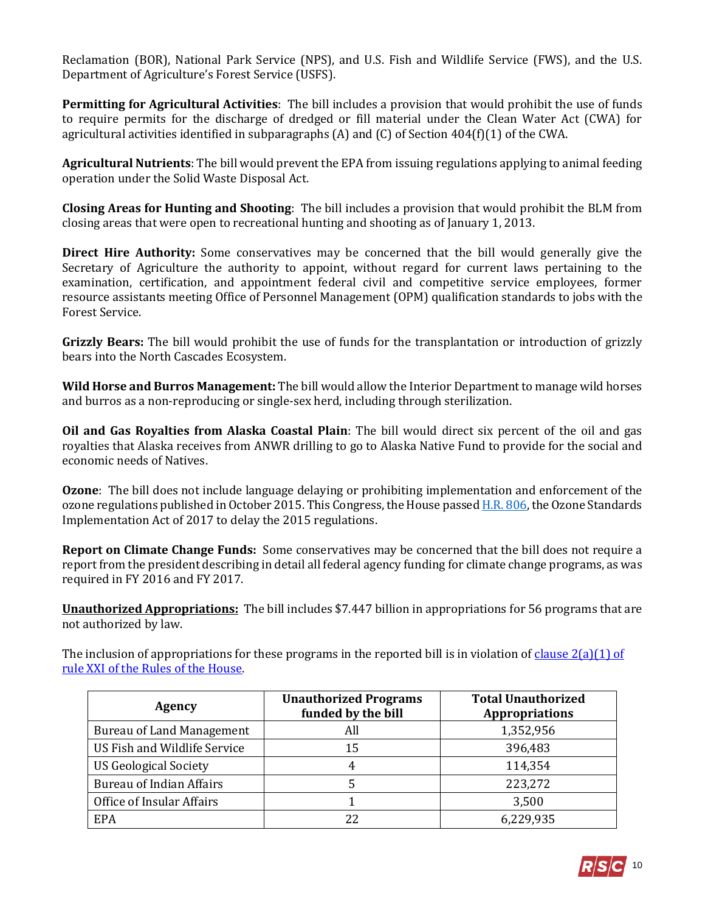Reclamation (BOR), National Park Service (NPS), and U.S. Fish and Wildlife Service (FWS), and the U.S. Department of Agriculture's Forest Service (USFS).

**Permitting for Agricultural Activities**: The bill includes a provision that would prohibit the use of funds to require permits for the discharge of dredged or fill material under the Clean Water Act (CWA) for agricultural activities identified in subparagraphs (A) and (C) of Section 404(f)(1) of the CWA.

**Agricultural Nutrients**: The bill would prevent the EPA from issuing regulations applying to animal feeding operation under the Solid Waste Disposal Act.

**Closing Areas for Hunting and Shooting**: The bill includes a provision that would prohibit the BLM from closing areas that were open to recreational hunting and shooting as of January 1, 2013.

**Direct Hire Authority:** Some conservatives may be concerned that the bill would generally give the Secretary of Agriculture the authority to appoint, without regard for current laws pertaining to the examination, certification, and appointment federal civil and competitive service employees, former resource assistants meeting Office of Personnel Management (OPM) qualification standards to jobs with the Forest Service.

**Grizzly Bears:** The bill would prohibit the use of funds for the transplantation or introduction of grizzly bears into the North Cascades Ecosystem.

**Wild Horse and Burros Management:** The bill would allow the Interior Department to manage wild horses and burros as a non-reproducing or single-sex herd, including through sterilization.

**Oil and Gas Royalties from Alaska Coastal Plain**: The bill would direct six percent of the oil and gas royalties that Alaska receives from ANWR drilling to go to Alaska Native Fund to provide for the social and economic needs of Natives.

**Ozone**: The bill does not include language delaying or prohibiting implementation and enforcement of the ozone regulations published in October 2015. This Congress, the House passed H.R. 806, the Ozone Standards Implementation Act of 2017 to delay the 2015 regulations.

**Report on Climate Change Funds:** Some conservatives may be concerned that the bill does not require a report from the president describing in detail all federal agency funding for climate change programs, as was required in FY 2016 and FY 2017.

**Unauthorized Appropriations:** The bill includes $7.447 billion in appropriations for 56 programs that are not authorized by law.

The inclusion of appropriations for these programs in the reported bill is in violation of clause 2(a)(1) of rule XXI of the Rules of the House.

| Agency | Unauthorized Programs funded by the bill | Total Unauthorized Appropriations |
|---|---|---|
| Bureau of Land Management | All | 1,352,956 |
| US Fish and Wildlife Service | 15 | 396,483 |
| US Geological Society | 4 | 114,354 |
| Bureau of Indian Affairs | 5 | 223,272 |
| Office of Insular Affairs | 1 | 3,500 |
| EPA | 22 | 6,229,935 |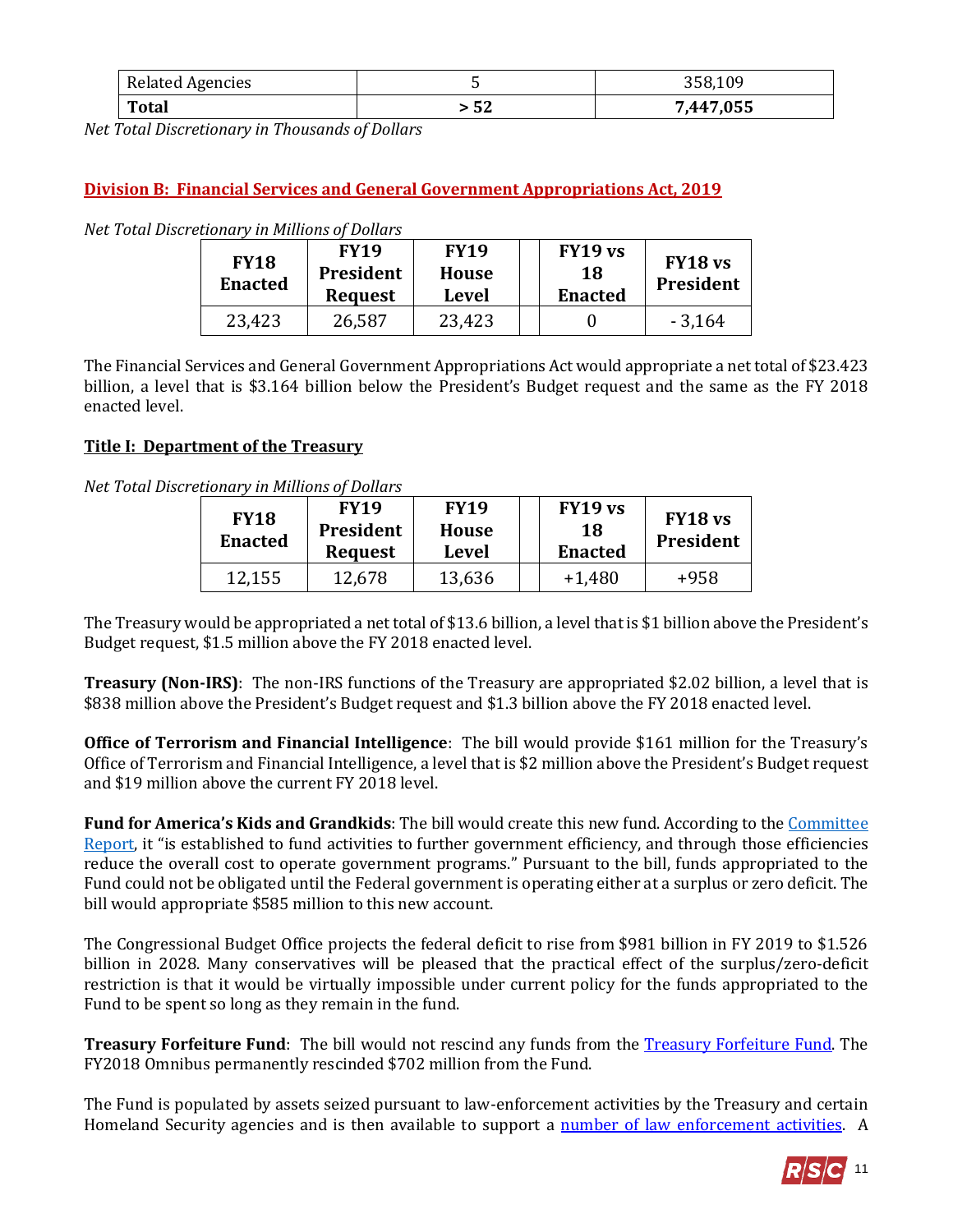| Related Agencies | 5 | 358,109 |
|---|---|---|
| **Total** | **> 52** | **7,447,055** |

*Net Total Discretionary in Thousands of Dollars*

## Division B: Financial Services and General Government Appropriations Act, 2019

*Net Total Discretionary in Millions of Dollars*

| FY18 Enacted | FY19 President Request | FY19 House Level | | FY19 vs 18 Enacted | FY18 vs President |
|---|---|---|---|---|---|
| 23,423 | 26,587 | 23,423 | | 0 | - 3,164 |

The Financial Services and General Government Appropriations Act would appropriate a net total of $23.423 billion, a level that is $3.164 billion below the President's Budget request and the same as the FY 2018 enacted level.

### Title I: Department of the Treasury

*Net Total Discretionary in Millions of Dollars*

| FY18 Enacted | FY19 President Request | FY19 House Level | | FY19 vs 18 Enacted | FY18 vs President |
|---|---|---|---|---|---|
| 12,155 | 12,678 | 13,636 | | +1,480 | +958 |

The Treasury would be appropriated a net total of $13.6 billion, a level that is $1 billion above the President's Budget request, $1.5 million above the FY 2018 enacted level.

**Treasury (Non-IRS)**: The non-IRS functions of the Treasury are appropriated $2.02 billion, a level that is $838 million above the President's Budget request and $1.3 billion above the FY 2018 enacted level.

**Office of Terrorism and Financial Intelligence**: The bill would provide $161 million for the Treasury's Office of Terrorism and Financial Intelligence, a level that is $2 million above the President's Budget request and $19 million above the current FY 2018 level.

**Fund for America's Kids and Grandkids**: The bill would create this new fund. According to the Committee Report, it "is established to fund activities to further government efficiency, and through those efficiencies reduce the overall cost to operate government programs." Pursuant to the bill, funds appropriated to the Fund could not be obligated until the Federal government is operating either at a surplus or zero deficit. The bill would appropriate $585 million to this new account.

The Congressional Budget Office projects the federal deficit to rise from $981 billion in FY 2019 to $1.526 billion in 2028. Many conservatives will be pleased that the practical effect of the surplus/zero-deficit restriction is that it would be virtually impossible under current policy for the funds appropriated to the Fund to be spent so long as they remain in the fund.

**Treasury Forfeiture Fund**: The bill would not rescind any funds from the Treasury Forfeiture Fund. The FY2018 Omnibus permanently rescinded $702 million from the Fund.

The Fund is populated by assets seized pursuant to law-enforcement activities by the Treasury and certain Homeland Security agencies and is then available to support a number of law enforcement activities. A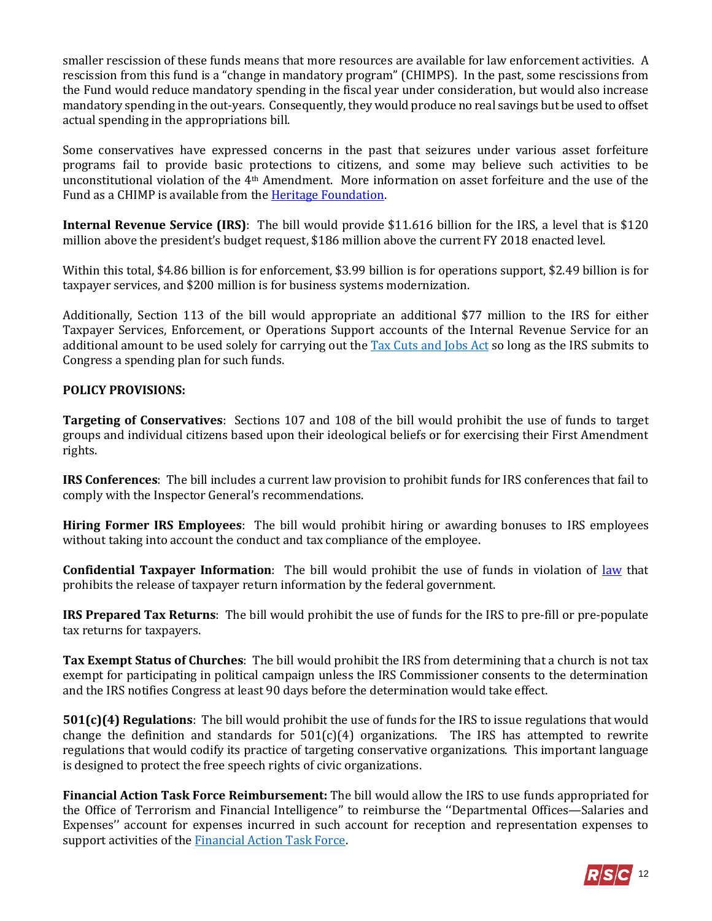smaller rescission of these funds means that more resources are available for law enforcement activities. A rescission from this fund is a "change in mandatory program" (CHIMPS). In the past, some rescissions from the Fund would reduce mandatory spending in the fiscal year under consideration, but would also increase mandatory spending in the out-years. Consequently, they would produce no real savings but be used to offset actual spending in the appropriations bill.

Some conservatives have expressed concerns in the past that seizures under various asset forfeiture programs fail to provide basic protections to citizens, and some may believe such activities to be unconstitutional violation of the 4th Amendment. More information on asset forfeiture and the use of the Fund as a CHIMP is available from the Heritage Foundation.

**Internal Revenue Service (IRS)**: The bill would provide $11.616 billion for the IRS, a level that is $120 million above the president's budget request, $186 million above the current FY 2018 enacted level.

Within this total, $4.86 billion is for enforcement, $3.99 billion is for operations support, $2.49 billion is for taxpayer services, and $200 million is for business systems modernization.

Additionally, Section 113 of the bill would appropriate an additional $77 million to the IRS for either Taxpayer Services, Enforcement, or Operations Support accounts of the Internal Revenue Service for an additional amount to be used solely for carrying out the Tax Cuts and Jobs Act so long as the IRS submits to Congress a spending plan for such funds.

**POLICY PROVISIONS:**

**Targeting of Conservatives**: Sections 107 and 108 of the bill would prohibit the use of funds to target groups and individual citizens based upon their ideological beliefs or for exercising their First Amendment rights.

**IRS Conferences**: The bill includes a current law provision to prohibit funds for IRS conferences that fail to comply with the Inspector General's recommendations.

**Hiring Former IRS Employees**: The bill would prohibit hiring or awarding bonuses to IRS employees without taking into account the conduct and tax compliance of the employee.

**Confidential Taxpayer Information**: The bill would prohibit the use of funds in violation of law that prohibits the release of taxpayer return information by the federal government.

**IRS Prepared Tax Returns**: The bill would prohibit the use of funds for the IRS to pre-fill or pre-populate tax returns for taxpayers.

**Tax Exempt Status of Churches**: The bill would prohibit the IRS from determining that a church is not tax exempt for participating in political campaign unless the IRS Commissioner consents to the determination and the IRS notifies Congress at least 90 days before the determination would take effect.

**501(c)(4) Regulations**: The bill would prohibit the use of funds for the IRS to issue regulations that would change the definition and standards for 501(c)(4) organizations. The IRS has attempted to rewrite regulations that would codify its practice of targeting conservative organizations. This important language is designed to protect the free speech rights of civic organizations.

**Financial Action Task Force Reimbursement:** The bill would allow the IRS to use funds appropriated for the Office of Terrorism and Financial Intelligence" to reimburse the ''Departmental Offices—Salaries and Expenses'' account for expenses incurred in such account for reception and representation expenses to support activities of the Financial Action Task Force.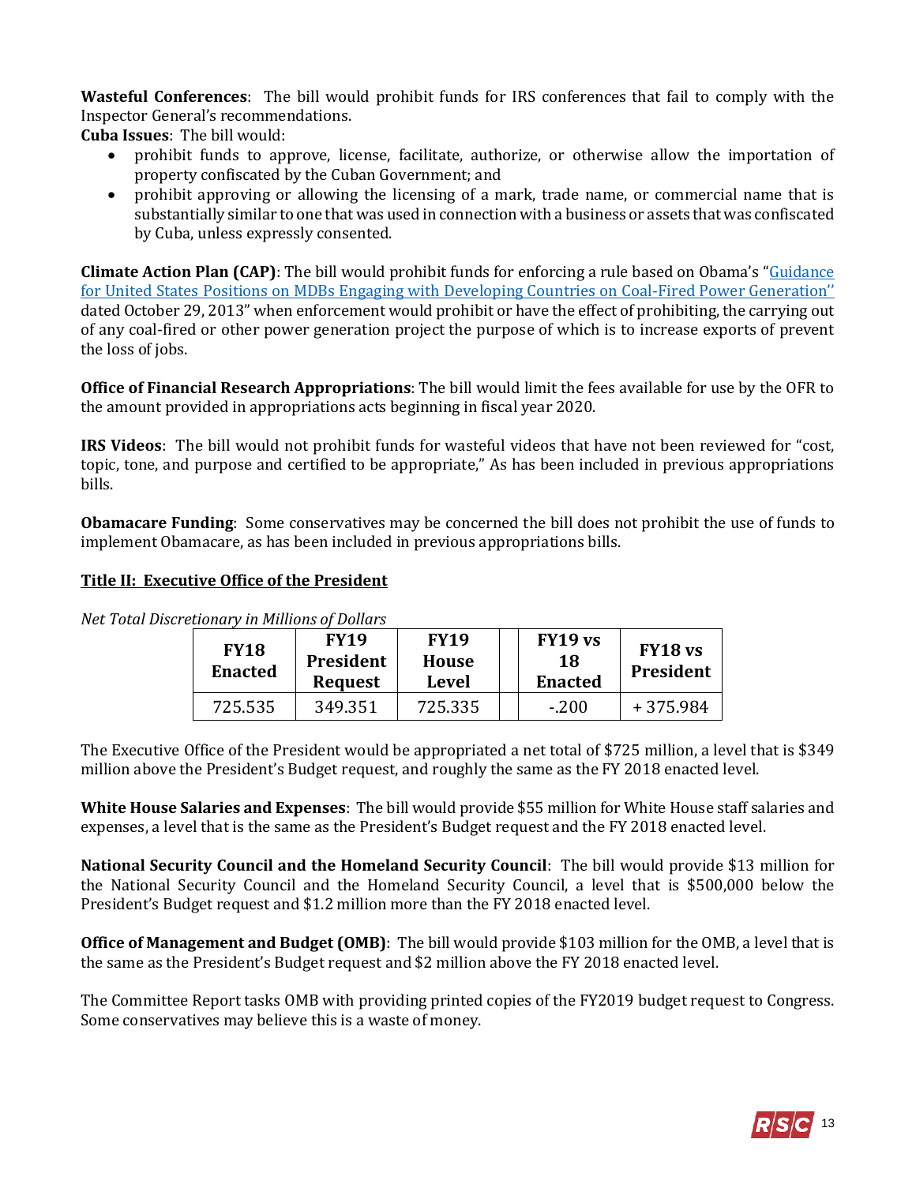**Wasteful Conferences**: The bill would prohibit funds for IRS conferences that fail to comply with the Inspector General's recommendations.

**Cuba Issues**: The bill would:

- prohibit funds to approve, license, facilitate, authorize, or otherwise allow the importation of property confiscated by the Cuban Government; and
- prohibit approving or allowing the licensing of a mark, trade name, or commercial name that is substantially similar to one that was used in connection with a business or assets that was confiscated by Cuba, unless expressly consented.

**Climate Action Plan (CAP)**: The bill would prohibit funds for enforcing a rule based on Obama's "Guidance for United States Positions on MDBs Engaging with Developing Countries on Coal-Fired Power Generation'' dated October 29, 2013" when enforcement would prohibit or have the effect of prohibiting, the carrying out of any coal-fired or other power generation project the purpose of which is to increase exports of prevent the loss of jobs.

**Office of Financial Research Appropriations**: The bill would limit the fees available for use by the OFR to the amount provided in appropriations acts beginning in fiscal year 2020.

**IRS Videos**: The bill would not prohibit funds for wasteful videos that have not been reviewed for "cost, topic, tone, and purpose and certified to be appropriate," As has been included in previous appropriations bills.

**Obamacare Funding**: Some conservatives may be concerned the bill does not prohibit the use of funds to implement Obamacare, as has been included in previous appropriations bills.

## Title II: Executive Office of the President

*Net Total Discretionary in Millions of Dollars*

| FY18 Enacted | FY19 President Request | FY19 House Level | | FY19 vs 18 Enacted | FY18 vs President |
|---|---|---|---|---|---|
| 725.535 | 349.351 | 725.335 | | -.200 | +375.984 |

The Executive Office of the President would be appropriated a net total of $725 million, a level that is $349 million above the President's Budget request, and roughly the same as the FY 2018 enacted level.

**White House Salaries and Expenses**: The bill would provide $55 million for White House staff salaries and expenses, a level that is the same as the President's Budget request and the FY 2018 enacted level.

**National Security Council and the Homeland Security Council**: The bill would provide $13 million for the National Security Council and the Homeland Security Council, a level that is $500,000 below the President's Budget request and $1.2 million more than the FY 2018 enacted level.

**Office of Management and Budget (OMB)**: The bill would provide $103 million for the OMB, a level that is the same as the President's Budget request and $2 million above the FY 2018 enacted level.

The Committee Report tasks OMB with providing printed copies of the FY2019 budget request to Congress. Some conservatives may believe this is a waste of money.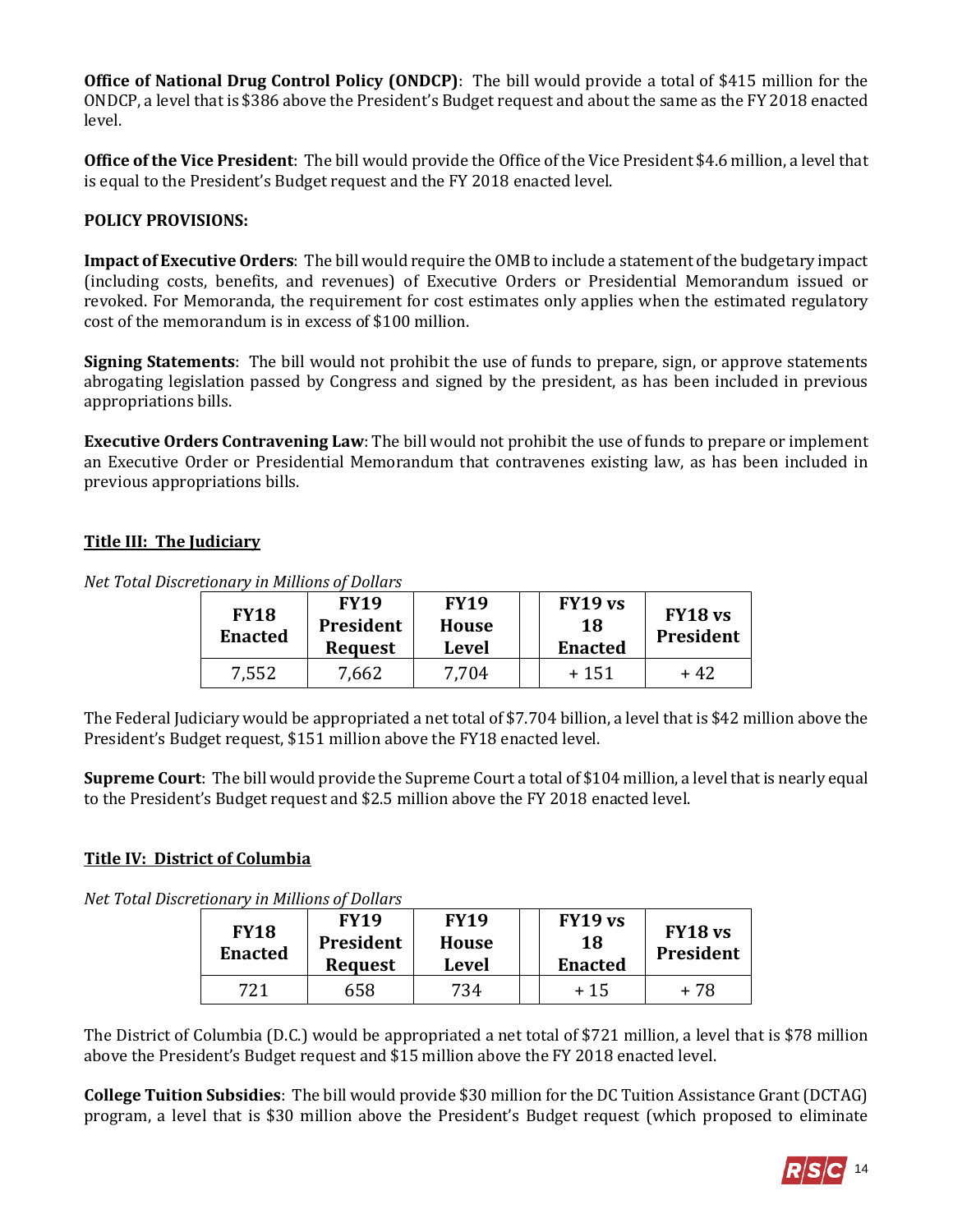**Office of National Drug Control Policy (ONDCP)**: The bill would provide a total of $415 million for the ONDCP, a level that is $386 above the President's Budget request and about the same as the FY 2018 enacted level.

**Office of the Vice President**: The bill would provide the Office of the Vice President $4.6 million, a level that is equal to the President's Budget request and the FY 2018 enacted level.

**POLICY PROVISIONS:**

**Impact of Executive Orders**: The bill would require the OMB to include a statement of the budgetary impact (including costs, benefits, and revenues) of Executive Orders or Presidential Memorandum issued or revoked. For Memoranda, the requirement for cost estimates only applies when the estimated regulatory cost of the memorandum is in excess of $100 million.

**Signing Statements**: The bill would not prohibit the use of funds to prepare, sign, or approve statements abrogating legislation passed by Congress and signed by the president, as has been included in previous appropriations bills.

**Executive Orders Contravening Law**: The bill would not prohibit the use of funds to prepare or implement an Executive Order or Presidential Memorandum that contravenes existing law, as has been included in previous appropriations bills.

## Title III: The Judiciary

*Net Total Discretionary in Millions of Dollars*

| FY18 Enacted | FY19 President Request | FY19 House Level | | FY19 vs 18 Enacted | FY18 vs President |
|---|---|---|---|---|---|
| 7,552 | 7,662 | 7,704 | | + 151 | + 42 |

The Federal Judiciary would be appropriated a net total of $7.704 billion, a level that is $42 million above the President's Budget request, $151 million above the FY18 enacted level.

**Supreme Court**: The bill would provide the Supreme Court a total of $104 million, a level that is nearly equal to the President's Budget request and $2.5 million above the FY 2018 enacted level.

## Title IV: District of Columbia

*Net Total Discretionary in Millions of Dollars*

| FY18 Enacted | FY19 President Request | FY19 House Level | | FY19 vs 18 Enacted | FY18 vs President |
|---|---|---|---|---|---|
| 721 | 658 | 734 | | + 15 | + 78 |

The District of Columbia (D.C.) would be appropriated a net total of $721 million, a level that is $78 million above the President's Budget request and $15 million above the FY 2018 enacted level.

**College Tuition Subsidies**: The bill would provide $30 million for the DC Tuition Assistance Grant (DCTAG) program, a level that is $30 million above the President's Budget request (which proposed to eliminate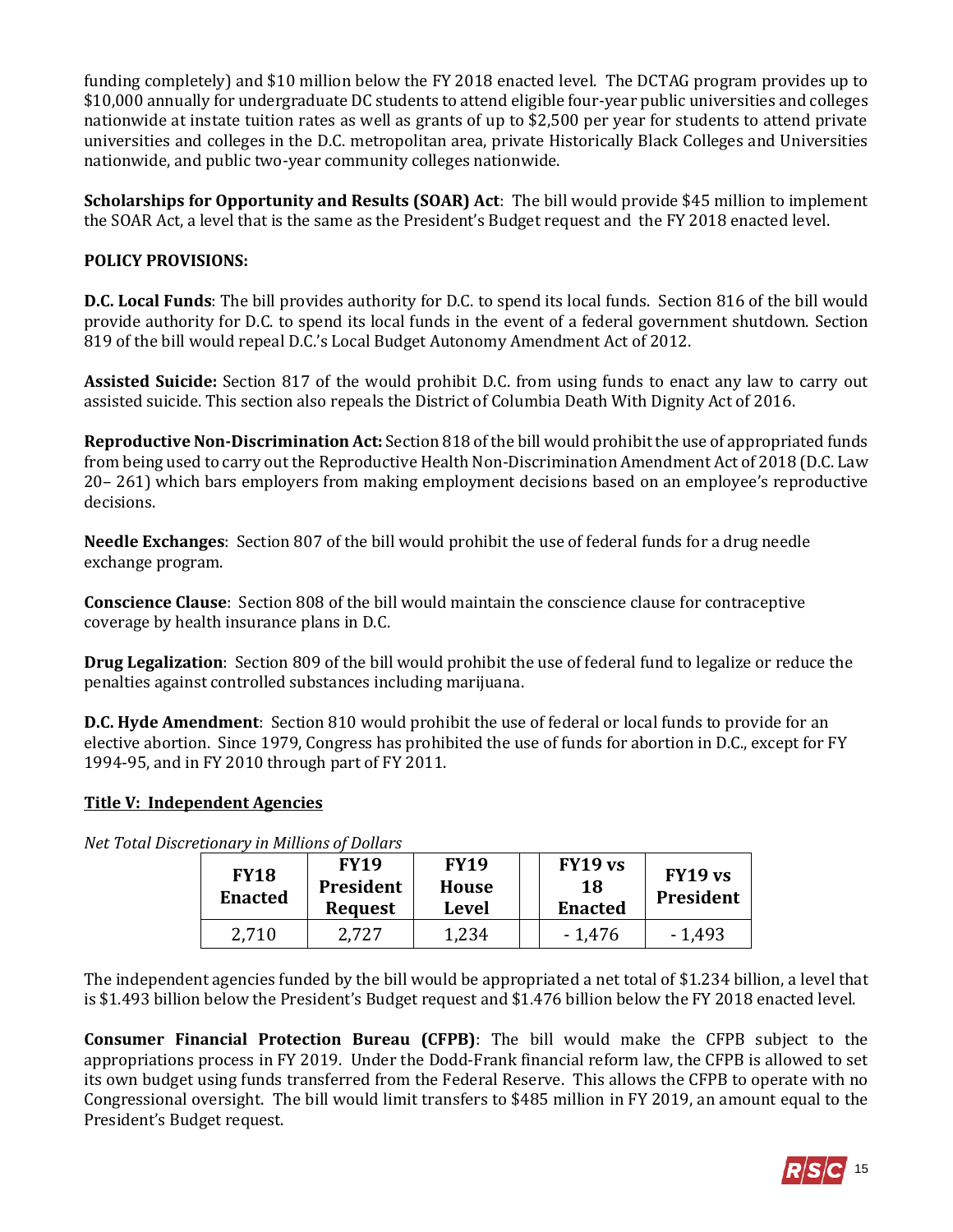funding completely) and $10 million below the FY 2018 enacted level. The DCTAG program provides up to $10,000 annually for undergraduate DC students to attend eligible four-year public universities and colleges nationwide at instate tuition rates as well as grants of up to $2,500 per year for students to attend private universities and colleges in the D.C. metropolitan area, private Historically Black Colleges and Universities nationwide, and public two-year community colleges nationwide.

**Scholarships for Opportunity and Results (SOAR) Act**: The bill would provide $45 million to implement the SOAR Act, a level that is the same as the President's Budget request and the FY 2018 enacted level.

**POLICY PROVISIONS:**

**D.C. Local Funds**: The bill provides authority for D.C. to spend its local funds. Section 816 of the bill would provide authority for D.C. to spend its local funds in the event of a federal government shutdown. Section 819 of the bill would repeal D.C.'s Local Budget Autonomy Amendment Act of 2012.

**Assisted Suicide:** Section 817 of the would prohibit D.C. from using funds to enact any law to carry out assisted suicide. This section also repeals the District of Columbia Death With Dignity Act of 2016.

**Reproductive Non-Discrimination Act:** Section 818 of the bill would prohibit the use of appropriated funds from being used to carry out the Reproductive Health Non-Discrimination Amendment Act of 2018 (D.C. Law 20– 261) which bars employers from making employment decisions based on an employee's reproductive decisions.

**Needle Exchanges**: Section 807 of the bill would prohibit the use of federal funds for a drug needle exchange program.

**Conscience Clause**: Section 808 of the bill would maintain the conscience clause for contraceptive coverage by health insurance plans in D.C.

**Drug Legalization**: Section 809 of the bill would prohibit the use of federal fund to legalize or reduce the penalties against controlled substances including marijuana.

**D.C. Hyde Amendment**: Section 810 would prohibit the use of federal or local funds to provide for an elective abortion. Since 1979, Congress has prohibited the use of funds for abortion in D.C., except for FY 1994-95, and in FY 2010 through part of FY 2011.

## Title V: Independent Agencies

*Net Total Discretionary in Millions of Dollars*

| FY18 Enacted | FY19 President Request | FY19 House Level | | FY19 vs 18 Enacted | FY19 vs President |
|---|---|---|---|---|---|
| 2,710 | 2,727 | 1,234 | | - 1,476 | - 1,493 |

The independent agencies funded by the bill would be appropriated a net total of $1.234 billion, a level that is $1.493 billion below the President's Budget request and $1.476 billion below the FY 2018 enacted level.

**Consumer Financial Protection Bureau (CFPB)**: The bill would make the CFPB subject to the appropriations process in FY 2019. Under the Dodd-Frank financial reform law, the CFPB is allowed to set its own budget using funds transferred from the Federal Reserve. This allows the CFPB to operate with no Congressional oversight. The bill would limit transfers to $485 million in FY 2019, an amount equal to the President's Budget request.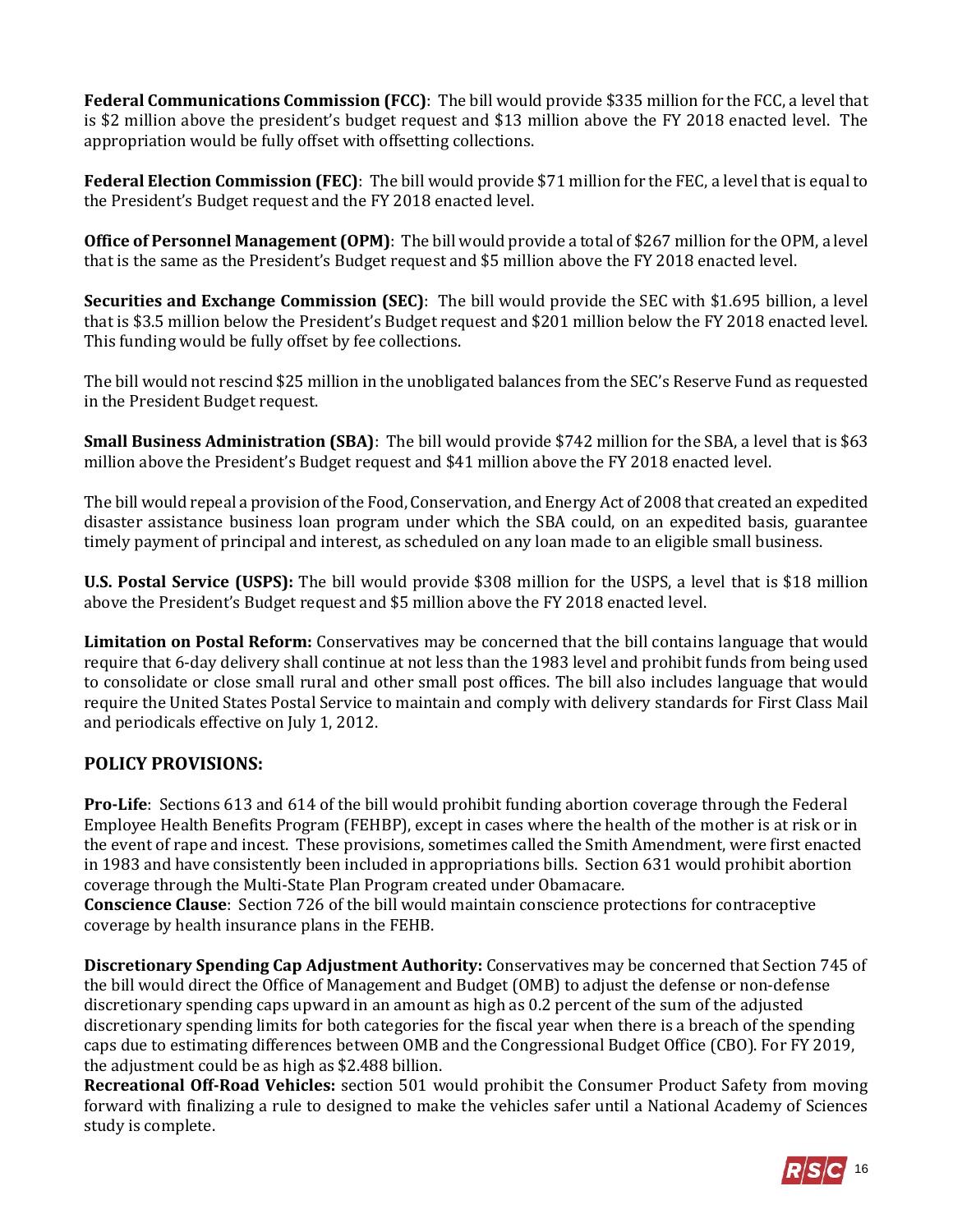**Federal Communications Commission (FCC)**: The bill would provide $335 million for the FCC, a level that is $2 million above the president's budget request and $13 million above the FY 2018 enacted level. The appropriation would be fully offset with offsetting collections.

**Federal Election Commission (FEC)**: The bill would provide $71 million for the FEC, a level that is equal to the President's Budget request and the FY 2018 enacted level.

**Office of Personnel Management (OPM)**: The bill would provide a total of $267 million for the OPM, a level that is the same as the President's Budget request and $5 million above the FY 2018 enacted level.

**Securities and Exchange Commission (SEC)**: The bill would provide the SEC with $1.695 billion, a level that is $3.5 million below the President's Budget request and $201 million below the FY 2018 enacted level. This funding would be fully offset by fee collections.

The bill would not rescind $25 million in the unobligated balances from the SEC's Reserve Fund as requested in the President Budget request.

**Small Business Administration (SBA)**: The bill would provide $742 million for the SBA, a level that is $63 million above the President's Budget request and $41 million above the FY 2018 enacted level.

The bill would repeal a provision of the Food, Conservation, and Energy Act of 2008 that created an expedited disaster assistance business loan program under which the SBA could, on an expedited basis, guarantee timely payment of principal and interest, as scheduled on any loan made to an eligible small business.

**U.S. Postal Service (USPS):** The bill would provide $308 million for the USPS, a level that is $18 million above the President's Budget request and $5 million above the FY 2018 enacted level.

**Limitation on Postal Reform:** Conservatives may be concerned that the bill contains language that would require that 6-day delivery shall continue at not less than the 1983 level and prohibit funds from being used to consolidate or close small rural and other small post offices. The bill also includes language that would require the United States Postal Service to maintain and comply with delivery standards for First Class Mail and periodicals effective on July 1, 2012.

## POLICY PROVISIONS:

**Pro-Life**: Sections 613 and 614 of the bill would prohibit funding abortion coverage through the Federal Employee Health Benefits Program (FEHBP), except in cases where the health of the mother is at risk or in the event of rape and incest. These provisions, sometimes called the Smith Amendment, were first enacted in 1983 and have consistently been included in appropriations bills. Section 631 would prohibit abortion coverage through the Multi-State Plan Program created under Obamacare.

**Conscience Clause**: Section 726 of the bill would maintain conscience protections for contraceptive coverage by health insurance plans in the FEHB.

**Discretionary Spending Cap Adjustment Authority:** Conservatives may be concerned that Section 745 of the bill would direct the Office of Management and Budget (OMB) to adjust the defense or non-defense discretionary spending caps upward in an amount as high as 0.2 percent of the sum of the adjusted discretionary spending limits for both categories for the fiscal year when there is a breach of the spending caps due to estimating differences between OMB and the Congressional Budget Office (CBO). For FY 2019, the adjustment could be as high as $2.488 billion.

**Recreational Off-Road Vehicles:** section 501 would prohibit the Consumer Product Safety from moving forward with finalizing a rule to designed to make the vehicles safer until a National Academy of Sciences study is complete.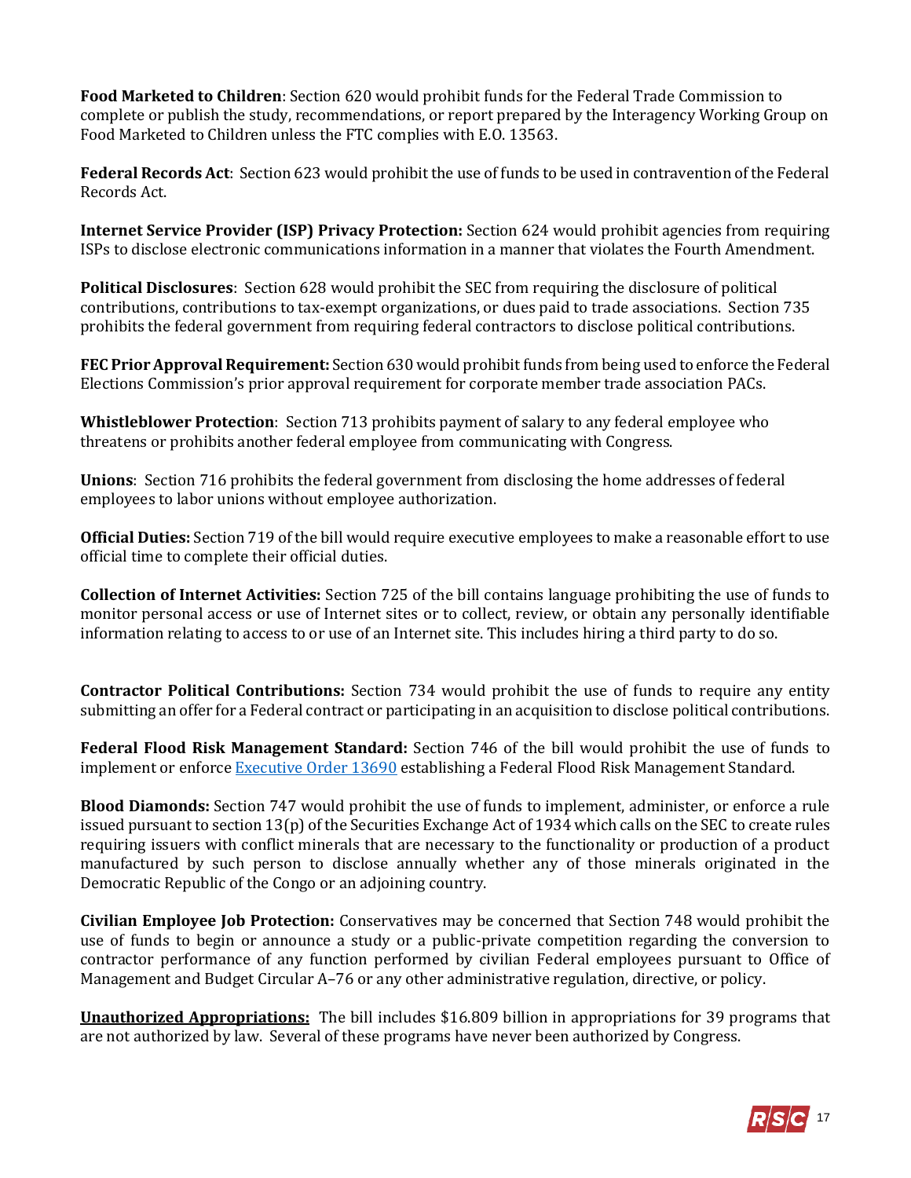**Food Marketed to Children**: Section 620 would prohibit funds for the Federal Trade Commission to complete or publish the study, recommendations, or report prepared by the Interagency Working Group on Food Marketed to Children unless the FTC complies with E.O. 13563.

**Federal Records Act**: Section 623 would prohibit the use of funds to be used in contravention of the Federal Records Act.

**Internet Service Provider (ISP) Privacy Protection:** Section 624 would prohibit agencies from requiring ISPs to disclose electronic communications information in a manner that violates the Fourth Amendment.

**Political Disclosures**: Section 628 would prohibit the SEC from requiring the disclosure of political contributions, contributions to tax-exempt organizations, or dues paid to trade associations. Section 735 prohibits the federal government from requiring federal contractors to disclose political contributions.

**FEC Prior Approval Requirement:** Section 630 would prohibit funds from being used to enforce the Federal Elections Commission's prior approval requirement for corporate member trade association PACs.

**Whistleblower Protection**: Section 713 prohibits payment of salary to any federal employee who threatens or prohibits another federal employee from communicating with Congress.

**Unions**: Section 716 prohibits the federal government from disclosing the home addresses of federal employees to labor unions without employee authorization.

**Official Duties:** Section 719 of the bill would require executive employees to make a reasonable effort to use official time to complete their official duties.

**Collection of Internet Activities:** Section 725 of the bill contains language prohibiting the use of funds to monitor personal access or use of Internet sites or to collect, review, or obtain any personally identifiable information relating to access to or use of an Internet site. This includes hiring a third party to do so.

**Contractor Political Contributions:** Section 734 would prohibit the use of funds to require any entity submitting an offer for a Federal contract or participating in an acquisition to disclose political contributions.

**Federal Flood Risk Management Standard:** Section 746 of the bill would prohibit the use of funds to implement or enforce Executive Order 13690 establishing a Federal Flood Risk Management Standard.

**Blood Diamonds:** Section 747 would prohibit the use of funds to implement, administer, or enforce a rule issued pursuant to section 13(p) of the Securities Exchange Act of 1934 which calls on the SEC to create rules requiring issuers with conflict minerals that are necessary to the functionality or production of a product manufactured by such person to disclose annually whether any of those minerals originated in the Democratic Republic of the Congo or an adjoining country.

**Civilian Employee Job Protection:** Conservatives may be concerned that Section 748 would prohibit the use of funds to begin or announce a study or a public-private competition regarding the conversion to contractor performance of any function performed by civilian Federal employees pursuant to Office of Management and Budget Circular A–76 or any other administrative regulation, directive, or policy.

**Unauthorized Appropriations:** The bill includes $16.809 billion in appropriations for 39 programs that are not authorized by law. Several of these programs have never been authorized by Congress.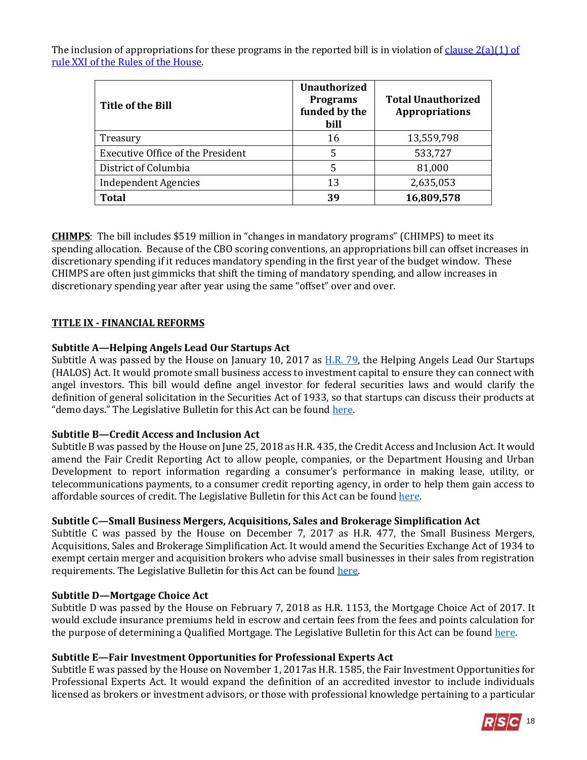The inclusion of appropriations for these programs in the reported bill is in violation of [clause 2(a)(1) of rule XXI of the Rules of the House](#).

| Title of the Bill | Unauthorized Programs funded by the bill | Total Unauthorized Appropriations |
| --- | --- | --- |
| Treasury | 16 | 13,559,798 |
| Executive Office of the President | 5 | 533,727 |
| District of Columbia | 5 | 81,000 |
| Independent Agencies | 13 | 2,635,053 |
| **Total** | **39** | **16,809,578** |

**CHIMPS**: The bill includes $519 million in "changes in mandatory programs" (CHIMPS) to meet its spending allocation. Because of the CBO scoring conventions, an appropriations bill can offset increases in discretionary spending if it reduces mandatory spending in the first year of the budget window. These CHIMPS are often just gimmicks that shift the timing of mandatory spending, and allow increases in discretionary spending year after year using the same "offset" over and over.

## TITLE IX - FINANCIAL REFORMS

### Subtitle A—Helping Angels Lead Our Startups Act

Subtitle A was passed by the House on January 10, 2017 as [H.R. 79](#), the Helping Angels Lead Our Startups (HALOS) Act. It would promote small business access to investment capital to ensure they can connect with angel investors. This bill would define angel investor for federal securities laws and would clarify the definition of general solicitation in the Securities Act of 1933, so that startups can discuss their products at "demo days." The Legislative Bulletin for this Act can be found [here](#).

### Subtitle B—Credit Access and Inclusion Act

Subtitle B was passed by the House on June 25, 2018 as H.R. 435, the Credit Access and Inclusion Act. It would amend the Fair Credit Reporting Act to allow people, companies, or the Department Housing and Urban Development to report information regarding a consumer's performance in making lease, utility, or telecommunications payments, to a consumer credit reporting agency, in order to help them gain access to affordable sources of credit. The Legislative Bulletin for this Act can be found [here](#).

### Subtitle C—Small Business Mergers, Acquisitions, Sales and Brokerage Simplification Act

Subtitle C was passed by the House on December 7, 2017 as H.R. 477, the Small Business Mergers, Acquisitions, Sales and Brokerage Simplification Act. It would amend the Securities Exchange Act of 1934 to exempt certain merger and acquisition brokers who advise small businesses in their sales from registration requirements. The Legislative Bulletin for this Act can be found [here](#).

### Subtitle D—Mortgage Choice Act

Subtitle D was passed by the House on February 7, 2018 as H.R. 1153, the Mortgage Choice Act of 2017. It would exclude insurance premiums held in escrow and certain fees from the fees and points calculation for the purpose of determining a Qualified Mortgage. The Legislative Bulletin for this Act can be found [here](#).

### Subtitle E—Fair Investment Opportunities for Professional Experts Act

Subtitle E was passed by the House on November 1, 2017as H.R. 1585, the Fair Investment Opportunities for Professional Experts Act. It would expand the definition of an accredited investor to include individuals licensed as brokers or investment advisors, or those with professional knowledge pertaining to a particular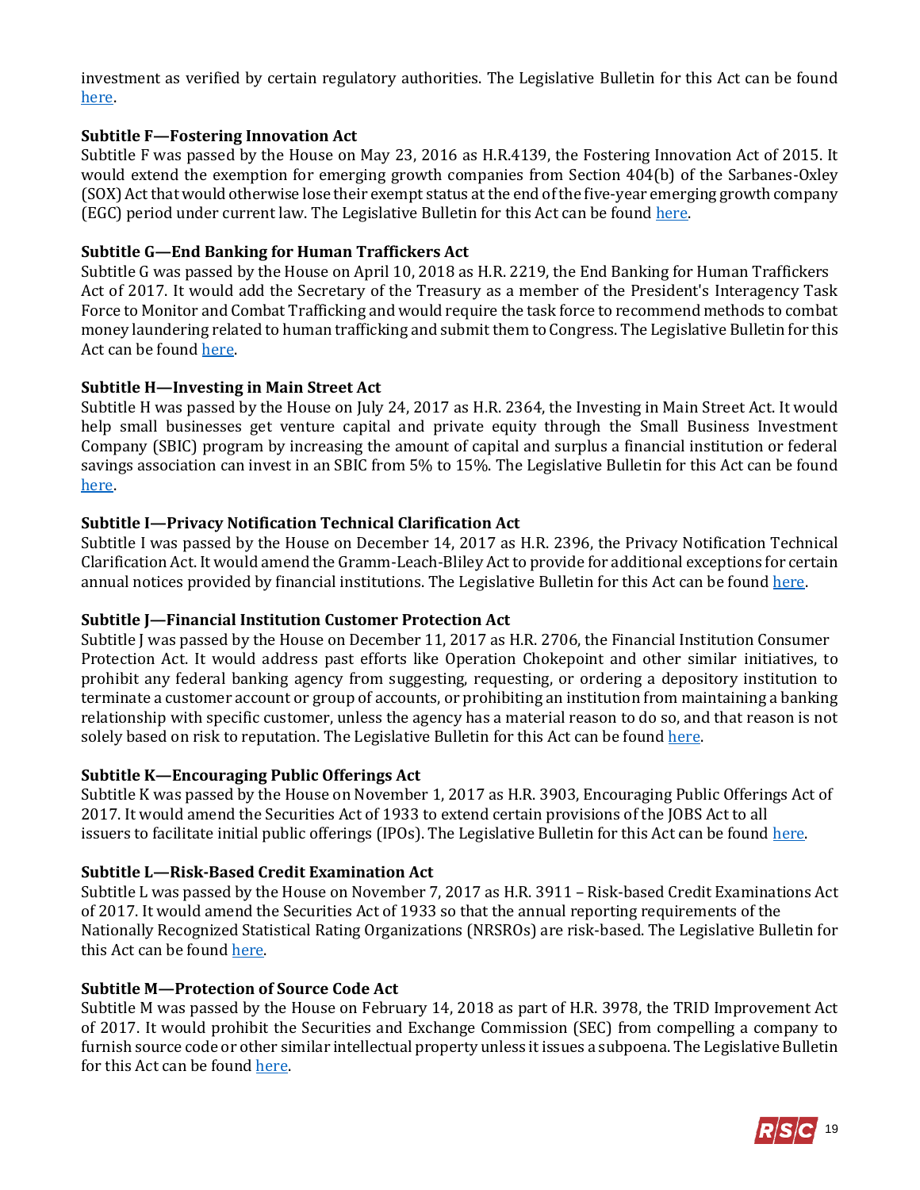investment as verified by certain regulatory authorities. The Legislative Bulletin for this Act can be found here.

**Subtitle F—Fostering Innovation Act**
Subtitle F was passed by the House on May 23, 2016 as H.R.4139, the Fostering Innovation Act of 2015. It would extend the exemption for emerging growth companies from Section 404(b) of the Sarbanes-Oxley (SOX) Act that would otherwise lose their exempt status at the end of the five-year emerging growth company (EGC) period under current law. The Legislative Bulletin for this Act can be found here.

**Subtitle G—End Banking for Human Traffickers Act**
Subtitle G was passed by the House on April 10, 2018 as H.R. 2219, the End Banking for Human Traffickers Act of 2017. It would add the Secretary of the Treasury as a member of the President's Interagency Task Force to Monitor and Combat Trafficking and would require the task force to recommend methods to combat money laundering related to human trafficking and submit them to Congress. The Legislative Bulletin for this Act can be found here.

**Subtitle H—Investing in Main Street Act**
Subtitle H was passed by the House on July 24, 2017 as H.R. 2364, the Investing in Main Street Act. It would help small businesses get venture capital and private equity through the Small Business Investment Company (SBIC) program by increasing the amount of capital and surplus a financial institution or federal savings association can invest in an SBIC from 5% to 15%. The Legislative Bulletin for this Act can be found here.

**Subtitle I—Privacy Notification Technical Clarification Act**
Subtitle I was passed by the House on December 14, 2017 as H.R. 2396, the Privacy Notification Technical Clarification Act. It would amend the Gramm-Leach-Bliley Act to provide for additional exceptions for certain annual notices provided by financial institutions. The Legislative Bulletin for this Act can be found here.

**Subtitle J—Financial Institution Customer Protection Act**
Subtitle J was passed by the House on December 11, 2017 as H.R. 2706, the Financial Institution Consumer Protection Act. It would address past efforts like Operation Chokepoint and other similar initiatives, to prohibit any federal banking agency from suggesting, requesting, or ordering a depository institution to terminate a customer account or group of accounts, or prohibiting an institution from maintaining a banking relationship with specific customer, unless the agency has a material reason to do so, and that reason is not solely based on risk to reputation. The Legislative Bulletin for this Act can be found here.

**Subtitle K—Encouraging Public Offerings Act**
Subtitle K was passed by the House on November 1, 2017 as H.R. 3903, Encouraging Public Offerings Act of 2017. It would amend the Securities Act of 1933 to extend certain provisions of the JOBS Act to all issuers to facilitate initial public offerings (IPOs). The Legislative Bulletin for this Act can be found here.

**Subtitle L—Risk-Based Credit Examination Act**
Subtitle L was passed by the House on November 7, 2017 as H.R. 3911 – Risk-based Credit Examinations Act of 2017. It would amend the Securities Act of 1933 so that the annual reporting requirements of the Nationally Recognized Statistical Rating Organizations (NRSROs) are risk-based. The Legislative Bulletin for this Act can be found here.

**Subtitle M—Protection of Source Code Act**
Subtitle M was passed by the House on February 14, 2018 as part of H.R. 3978, the TRID Improvement Act of 2017. It would prohibit the Securities and Exchange Commission (SEC) from compelling a company to furnish source code or other similar intellectual property unless it issues a subpoena. The Legislative Bulletin for this Act can be found here.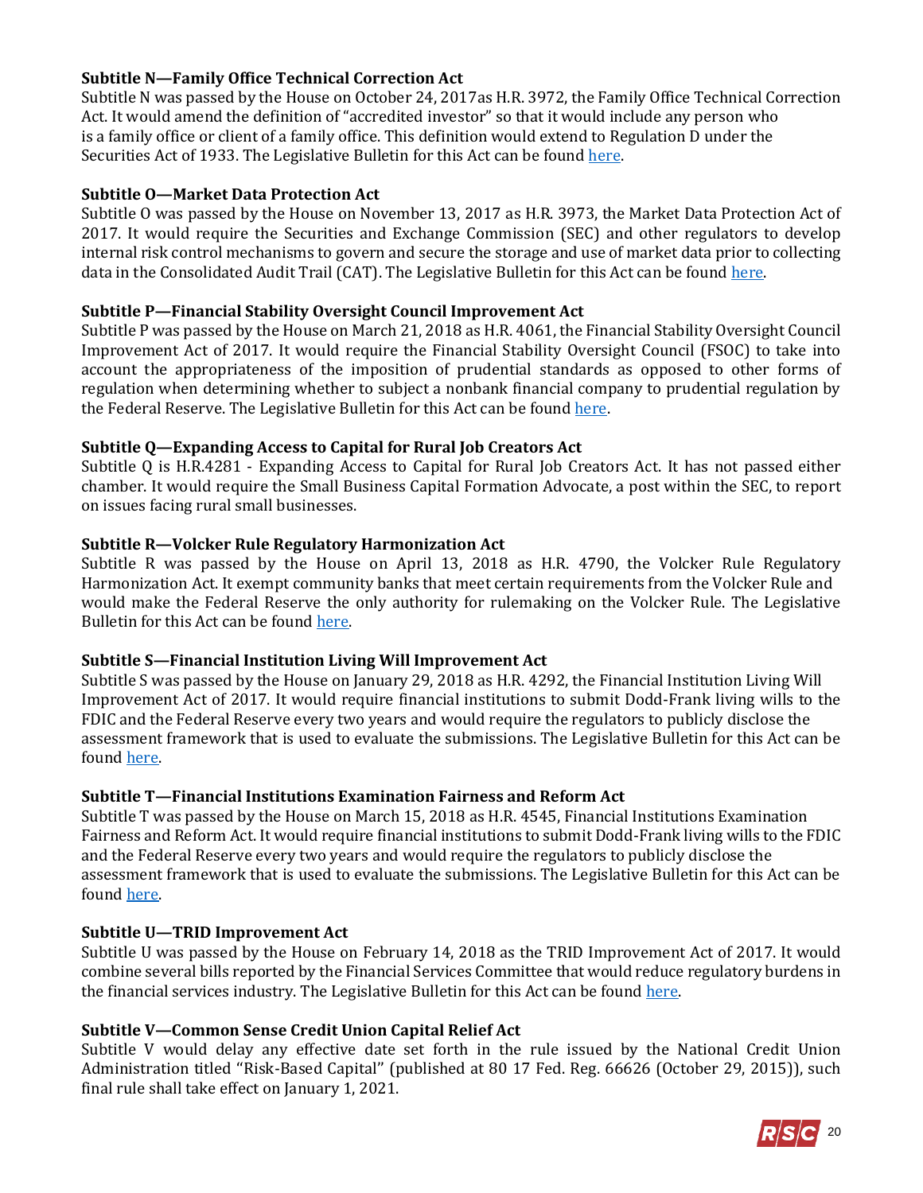**Subtitle N—Family Office Technical Correction Act**

Subtitle N was passed by the House on October 24, 2017as H.R. 3972, the Family Office Technical Correction Act. It would amend the definition of "accredited investor" so that it would include any person who is a family office or client of a family office. This definition would extend to Regulation D under the Securities Act of 1933. The Legislative Bulletin for this Act can be found here.

**Subtitle O—Market Data Protection Act**

Subtitle O was passed by the House on November 13, 2017 as H.R. 3973, the Market Data Protection Act of 2017. It would require the Securities and Exchange Commission (SEC) and other regulators to develop internal risk control mechanisms to govern and secure the storage and use of market data prior to collecting data in the Consolidated Audit Trail (CAT). The Legislative Bulletin for this Act can be found here.

**Subtitle P—Financial Stability Oversight Council Improvement Act**

Subtitle P was passed by the House on March 21, 2018 as H.R. 4061, the Financial Stability Oversight Council Improvement Act of 2017. It would require the Financial Stability Oversight Council (FSOC) to take into account the appropriateness of the imposition of prudential standards as opposed to other forms of regulation when determining whether to subject a nonbank financial company to prudential regulation by the Federal Reserve. The Legislative Bulletin for this Act can be found here.

**Subtitle Q—Expanding Access to Capital for Rural Job Creators Act**

Subtitle Q is H.R.4281 - Expanding Access to Capital for Rural Job Creators Act. It has not passed either chamber. It would require the Small Business Capital Formation Advocate, a post within the SEC, to report on issues facing rural small businesses.

**Subtitle R—Volcker Rule Regulatory Harmonization Act**

Subtitle R was passed by the House on April 13, 2018 as H.R. 4790, the Volcker Rule Regulatory Harmonization Act. It exempt community banks that meet certain requirements from the Volcker Rule and would make the Federal Reserve the only authority for rulemaking on the Volcker Rule. The Legislative Bulletin for this Act can be found here.

**Subtitle S—Financial Institution Living Will Improvement Act**

Subtitle S was passed by the House on January 29, 2018 as H.R. 4292, the Financial Institution Living Will Improvement Act of 2017. It would require financial institutions to submit Dodd-Frank living wills to the FDIC and the Federal Reserve every two years and would require the regulators to publicly disclose the assessment framework that is used to evaluate the submissions. The Legislative Bulletin for this Act can be found here.

**Subtitle T—Financial Institutions Examination Fairness and Reform Act**

Subtitle T was passed by the House on March 15, 2018 as H.R. 4545, Financial Institutions Examination Fairness and Reform Act. It would require financial institutions to submit Dodd-Frank living wills to the FDIC and the Federal Reserve every two years and would require the regulators to publicly disclose the assessment framework that is used to evaluate the submissions. The Legislative Bulletin for this Act can be found here.

**Subtitle U—TRID Improvement Act**

Subtitle U was passed by the House on February 14, 2018 as the TRID Improvement Act of 2017. It would combine several bills reported by the Financial Services Committee that would reduce regulatory burdens in the financial services industry. The Legislative Bulletin for this Act can be found here.

**Subtitle V—Common Sense Credit Union Capital Relief Act**

Subtitle V would delay any effective date set forth in the rule issued by the National Credit Union Administration titled "Risk-Based Capital" (published at 80 17 Fed. Reg. 66626 (October 29, 2015)), such final rule shall take effect on January 1, 2021.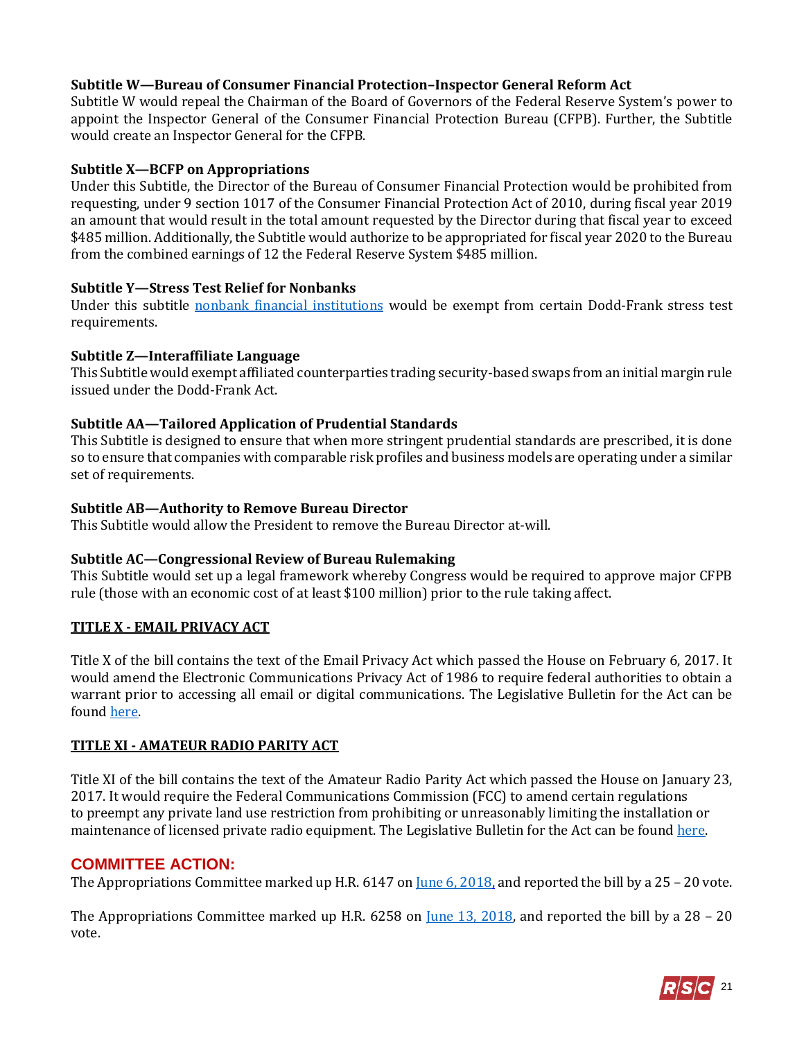**Subtitle W—Bureau of Consumer Financial Protection–Inspector General Reform Act**
Subtitle W would repeal the Chairman of the Board of Governors of the Federal Reserve System's power to appoint the Inspector General of the Consumer Financial Protection Bureau (CFPB). Further, the Subtitle would create an Inspector General for the CFPB.

**Subtitle X—BCFP on Appropriations**
Under this Subtitle, the Director of the Bureau of Consumer Financial Protection would be prohibited from requesting, under 9 section 1017 of the Consumer Financial Protection Act of 2010, during fiscal year 2019 an amount that would result in the total amount requested by the Director during that fiscal year to exceed $485 million. Additionally, the Subtitle would authorize to be appropriated for fiscal year 2020 to the Bureau from the combined earnings of 12 the Federal Reserve System $485 million.

**Subtitle Y—Stress Test Relief for Nonbanks**
Under this subtitle [nonbank financial institutions]() would be exempt from certain Dodd-Frank stress test requirements.

**Subtitle Z—Interaffiliate Language**
This Subtitle would exempt affiliated counterparties trading security-based swaps from an initial margin rule issued under the Dodd-Frank Act.

**Subtitle AA—Tailored Application of Prudential Standards**
This Subtitle is designed to ensure that when more stringent prudential standards are prescribed, it is done so to ensure that companies with comparable risk profiles and business models are operating under a similar set of requirements.

**Subtitle AB—Authority to Remove Bureau Director**
This Subtitle would allow the President to remove the Bureau Director at-will.

**Subtitle AC—Congressional Review of Bureau Rulemaking**
This Subtitle would set up a legal framework whereby Congress would be required to approve major CFPB rule (those with an economic cost of at least $100 million) prior to the rule taking affect.

**TITLE X - EMAIL PRIVACY ACT**

Title X of the bill contains the text of the Email Privacy Act which passed the House on February 6, 2017. It would amend the Electronic Communications Privacy Act of 1986 to require federal authorities to obtain a warrant prior to accessing all email or digital communications. The Legislative Bulletin for the Act can be found [here]().

**TITLE XI - AMATEUR RADIO PARITY ACT**

Title XI of the bill contains the text of the Amateur Radio Parity Act which passed the House on January 23, 2017. It would require the Federal Communications Commission (FCC) to amend certain regulations to preempt any private land use restriction from prohibiting or unreasonably limiting the installation or maintenance of licensed private radio equipment. The Legislative Bulletin for the Act can be found [here]().

## COMMITTEE ACTION:

The Appropriations Committee marked up H.R. 6147 on [June 6, 2018](), and reported the bill by a 25 – 20 vote.

The Appropriations Committee marked up H.R. 6258 on [June 13, 2018](), and reported the bill by a 28 – 20 vote.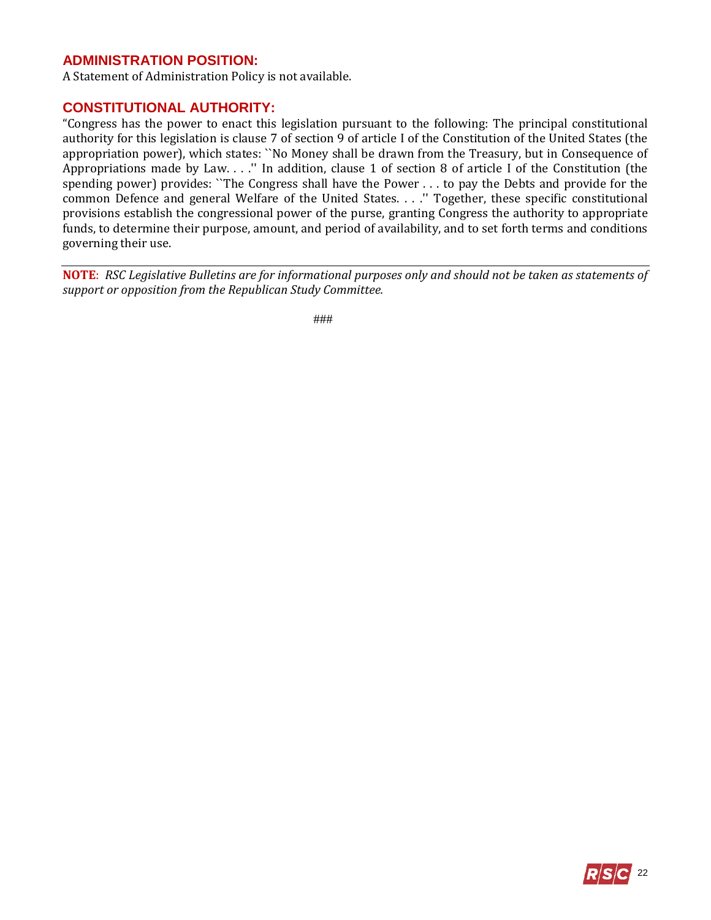## ADMINISTRATION POSITION:

A Statement of Administration Policy is not available.

## CONSTITUTIONAL AUTHORITY:

"Congress has the power to enact this legislation pursuant to the following: The principal constitutional authority for this legislation is clause 7 of section 9 of article I of the Constitution of the United States (the appropriation power), which states: ``No Money shall be drawn from the Treasury, but in Consequence of Appropriations made by Law. . . .'' In addition, clause 1 of section 8 of article I of the Constitution (the spending power) provides: ``The Congress shall have the Power . . . to pay the Debts and provide for the common Defence and general Welfare of the United States. . . .'' Together, these specific constitutional provisions establish the congressional power of the purse, granting Congress the authority to appropriate funds, to determine their purpose, amount, and period of availability, and to set forth terms and conditions governing their use.

---

**NOTE**: *RSC Legislative Bulletins are for informational purposes only and should not be taken as statements of support or opposition from the Republican Study Committee.*

###